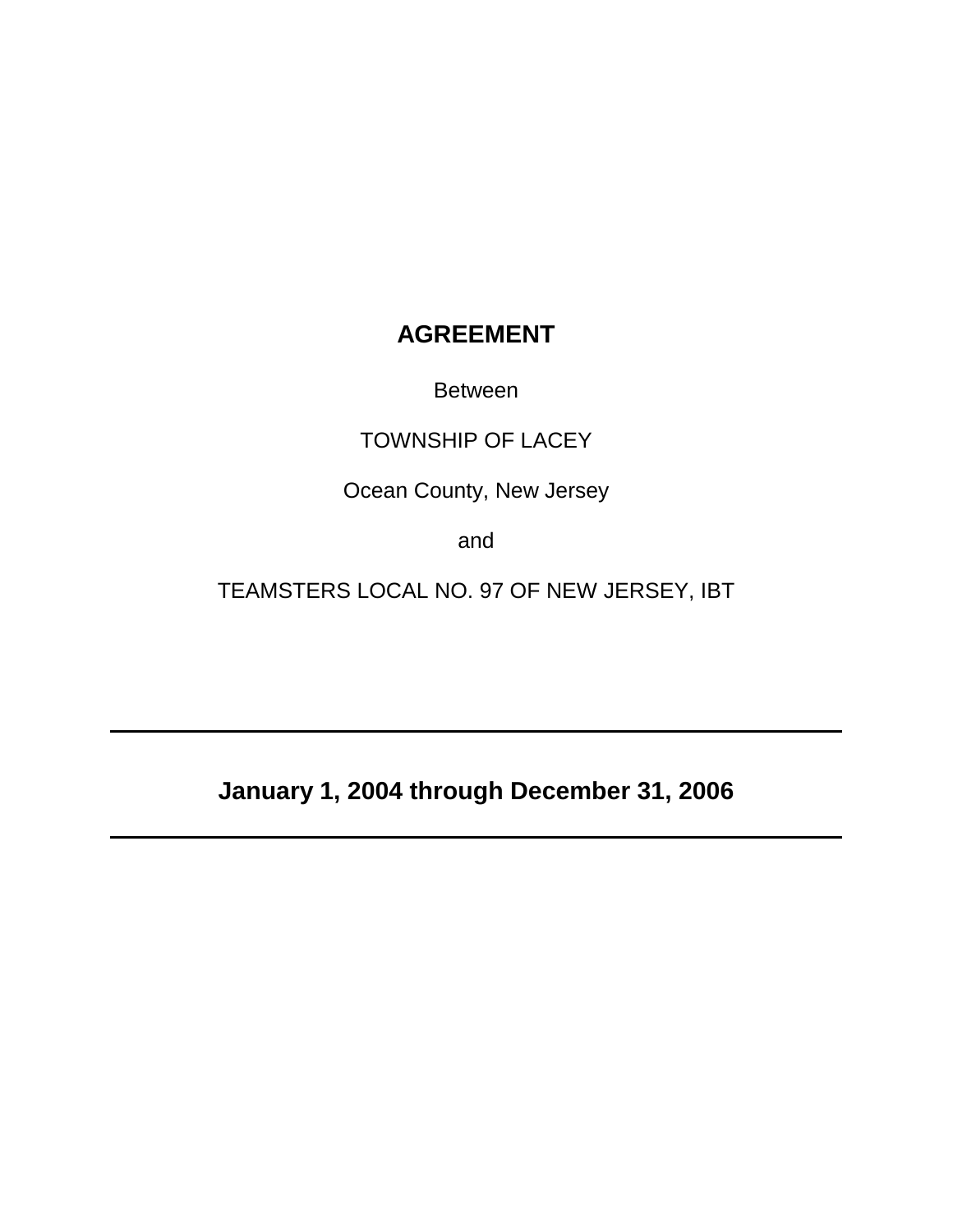# AGREEMENT

Between

TOWNSHIP OF LACEY

Ocean County, New Jersey

and

TEAMSTERS LOCAL NO. 97 OF NEW JERSEY, IBT

---

**January 1, 2004 through December 31, 2006**

---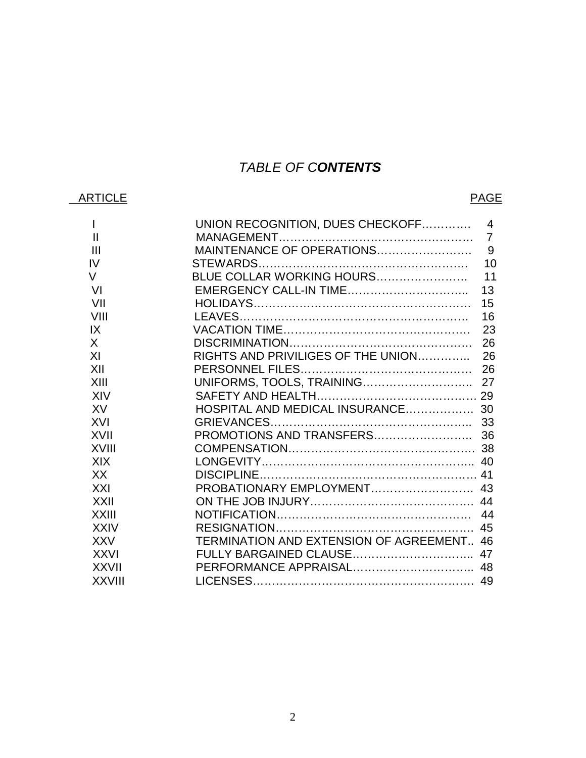# *TABLE OF CONTENTS*

| ARTICLE | | PAGE |
|---|---|---|
| I | UNION RECOGNITION, DUES CHECKOFF | 4 |
| II | MANAGEMENT | 7 |
| III | MAINTENANCE OF OPERATIONS | 9 |
| IV | STEWARDS | 10 |
| V | BLUE COLLAR WORKING HOURS | 11 |
| VI | EMERGENCY CALL-IN TIME | 13 |
| VII | HOLIDAYS | 15 |
| VIII | LEAVES | 16 |
| IX | VACATION TIME | 23 |
| X | DISCRIMINATION | 26 |
| XI | RIGHTS AND PRIVILIGES OF THE UNION | 26 |
| XII | PERSONNEL FILES | 26 |
| XIII | UNIFORMS, TOOLS, TRAINING | 27 |
| XIV | SAFETY AND HEALTH | 29 |
| XV | HOSPITAL AND MEDICAL INSURANCE | 30 |
| XVI | GRIEVANCES | 33 |
| XVII | PROMOTIONS AND TRANSFERS | 36 |
| XVIII | COMPENSATION | 38 |
| XIX | LONGEVITY | 40 |
| XX | DISCIPLINE | 41 |
| XXI | PROBATIONARY EMPLOYMENT | 43 |
| XXII | ON THE JOB INJURY | 44 |
| XXIII | NOTIFICATION | 44 |
| XXIV | RESIGNATION | 45 |
| XXV | TERMINATION AND EXTENSION OF AGREEMENT | 46 |
| XXVI | FULLY BARGAINED CLAUSE | 47 |
| XXVII | PERFORMANCE APPRAISAL | 48 |
| XXVIII | LICENSES | 49 |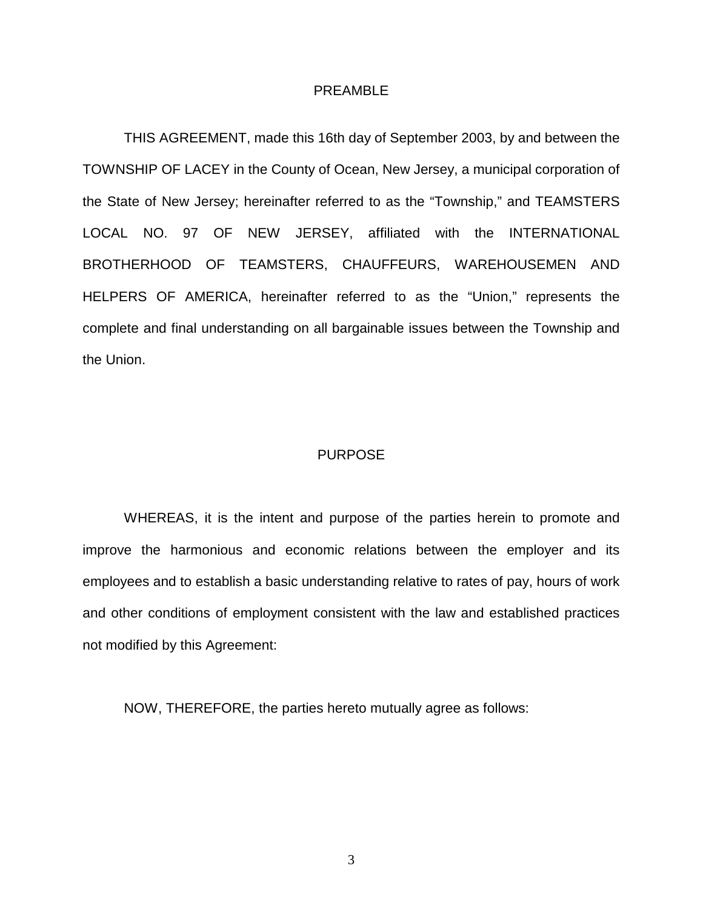## PREAMBLE

THIS AGREEMENT, made this 16th day of September 2003, by and between the TOWNSHIP OF LACEY in the County of Ocean, New Jersey, a municipal corporation of the State of New Jersey; hereinafter referred to as the "Township," and TEAMSTERS LOCAL NO. 97 OF NEW JERSEY, affiliated with the INTERNATIONAL BROTHERHOOD OF TEAMSTERS, CHAUFFEURS, WAREHOUSEMEN AND HELPERS OF AMERICA, hereinafter referred to as the "Union," represents the complete and final understanding on all bargainable issues between the Township and the Union.

## PURPOSE

WHEREAS, it is the intent and purpose of the parties herein to promote and improve the harmonious and economic relations between the employer and its employees and to establish a basic understanding relative to rates of pay, hours of work and other conditions of employment consistent with the law and established practices not modified by this Agreement:

NOW, THEREFORE, the parties hereto mutually agree as follows: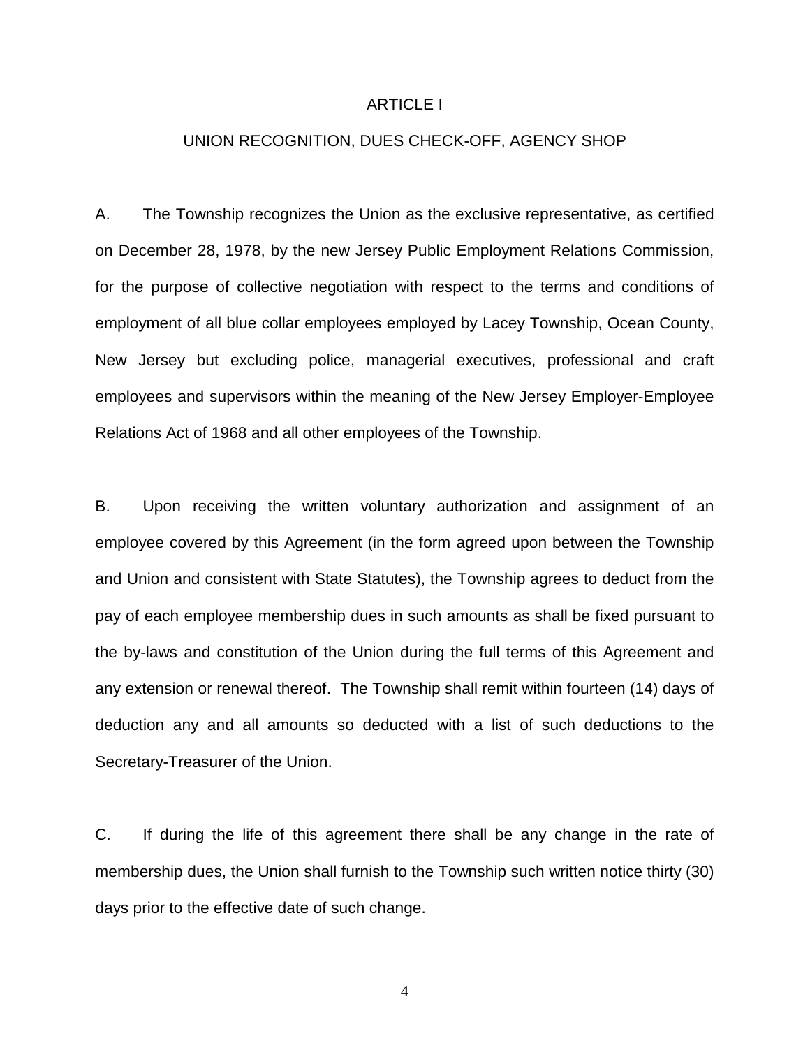# ARTICLE I

## UNION RECOGNITION, DUES CHECK-OFF, AGENCY SHOP

A. The Township recognizes the Union as the exclusive representative, as certified on December 28, 1978, by the new Jersey Public Employment Relations Commission, for the purpose of collective negotiation with respect to the terms and conditions of employment of all blue collar employees employed by Lacey Township, Ocean County, New Jersey but excluding police, managerial executives, professional and craft employees and supervisors within the meaning of the New Jersey Employer-Employee Relations Act of 1968 and all other employees of the Township.

B. Upon receiving the written voluntary authorization and assignment of an employee covered by this Agreement (in the form agreed upon between the Township and Union and consistent with State Statutes), the Township agrees to deduct from the pay of each employee membership dues in such amounts as shall be fixed pursuant to the by-laws and constitution of the Union during the full terms of this Agreement and any extension or renewal thereof. The Township shall remit within fourteen (14) days of deduction any and all amounts so deducted with a list of such deductions to the Secretary-Treasurer of the Union.

C. If during the life of this agreement there shall be any change in the rate of membership dues, the Union shall furnish to the Township such written notice thirty (30) days prior to the effective date of such change.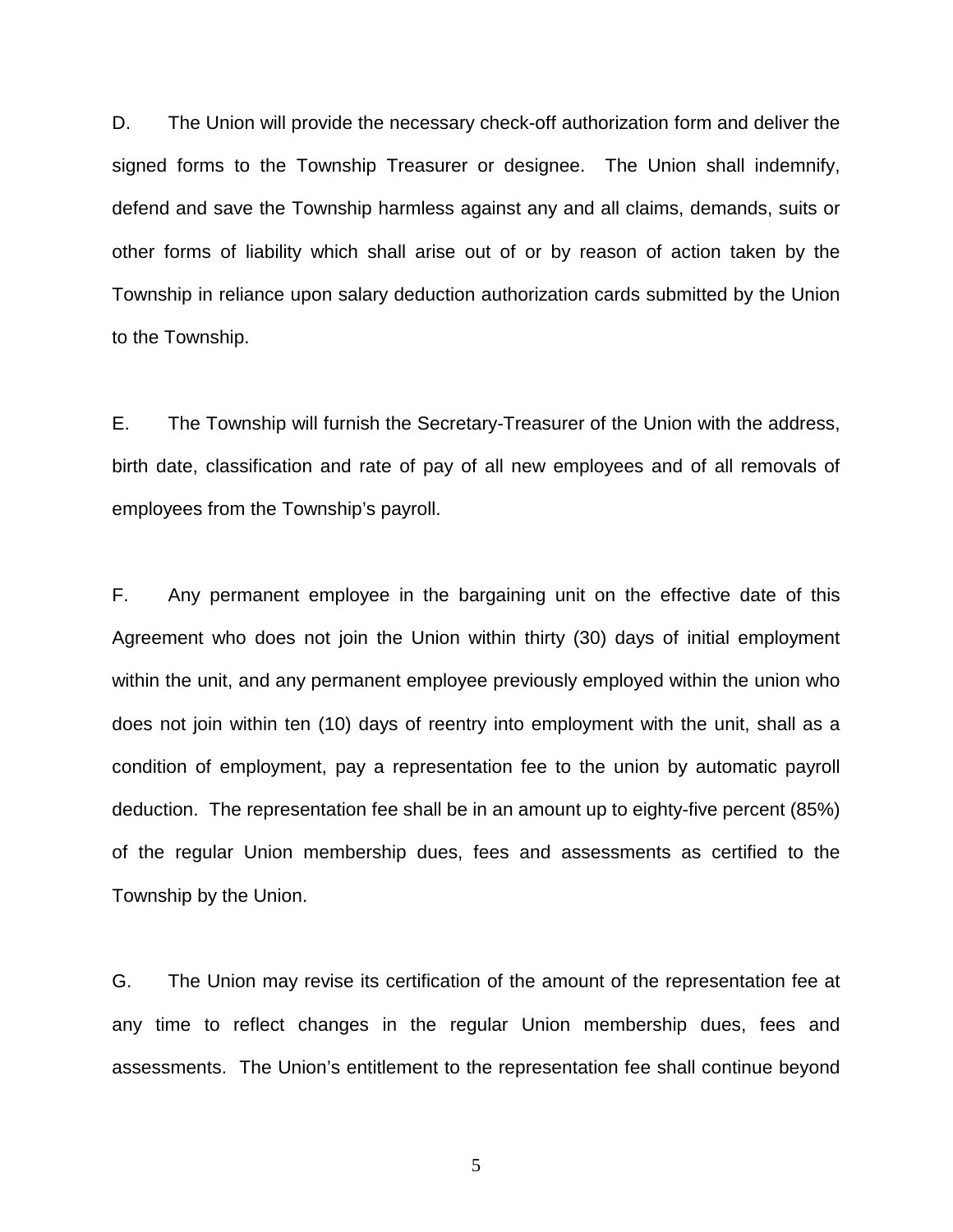D. The Union will provide the necessary check-off authorization form and deliver the signed forms to the Township Treasurer or designee. The Union shall indemnify, defend and save the Township harmless against any and all claims, demands, suits or other forms of liability which shall arise out of or by reason of action taken by the Township in reliance upon salary deduction authorization cards submitted by the Union to the Township.

E. The Township will furnish the Secretary-Treasurer of the Union with the address, birth date, classification and rate of pay of all new employees and of all removals of employees from the Township's payroll.

F. Any permanent employee in the bargaining unit on the effective date of this Agreement who does not join the Union within thirty (30) days of initial employment within the unit, and any permanent employee previously employed within the union who does not join within ten (10) days of reentry into employment with the unit, shall as a condition of employment, pay a representation fee to the union by automatic payroll deduction. The representation fee shall be in an amount up to eighty-five percent (85%) of the regular Union membership dues, fees and assessments as certified to the Township by the Union.

G. The Union may revise its certification of the amount of the representation fee at any time to reflect changes in the regular Union membership dues, fees and assessments. The Union's entitlement to the representation fee shall continue beyond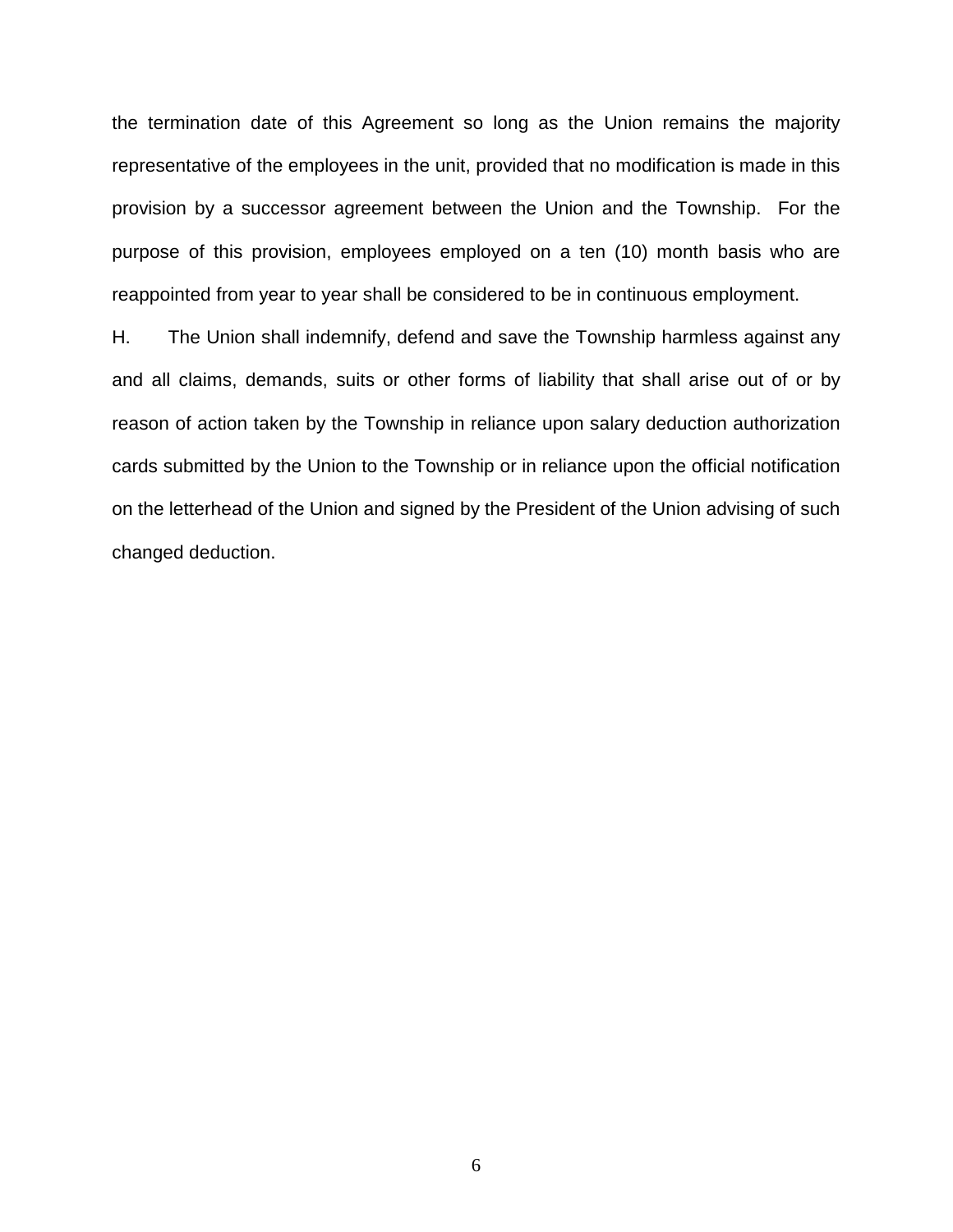the termination date of this Agreement so long as the Union remains the majority representative of the employees in the unit, provided that no modification is made in this provision by a successor agreement between the Union and the Township. For the purpose of this provision, employees employed on a ten (10) month basis who are reappointed from year to year shall be considered to be in continuous employment.

H. The Union shall indemnify, defend and save the Township harmless against any and all claims, demands, suits or other forms of liability that shall arise out of or by reason of action taken by the Township in reliance upon salary deduction authorization cards submitted by the Union to the Township or in reliance upon the official notification on the letterhead of the Union and signed by the President of the Union advising of such changed deduction.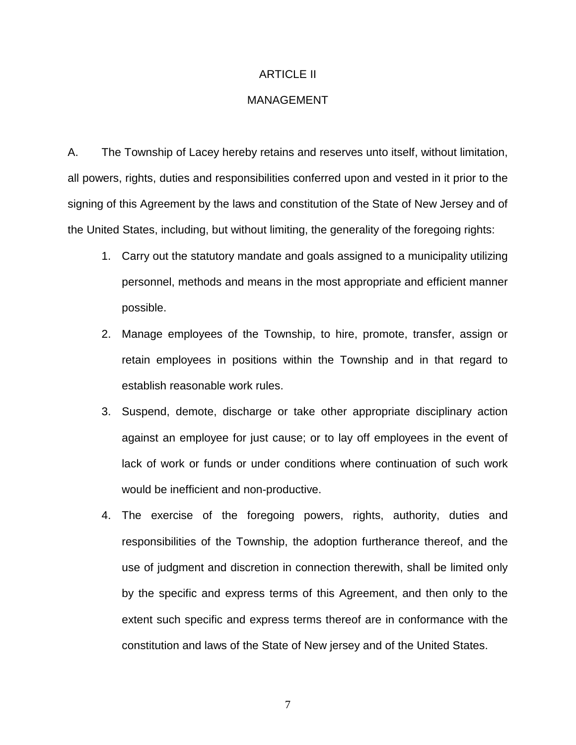# ARTICLE II

## MANAGEMENT

A. The Township of Lacey hereby retains and reserves unto itself, without limitation, all powers, rights, duties and responsibilities conferred upon and vested in it prior to the signing of this Agreement by the laws and constitution of the State of New Jersey and of the United States, including, but without limiting, the generality of the foregoing rights:

1. Carry out the statutory mandate and goals assigned to a municipality utilizing personnel, methods and means in the most appropriate and efficient manner possible.
2. Manage employees of the Township, to hire, promote, transfer, assign or retain employees in positions within the Township and in that regard to establish reasonable work rules.
3. Suspend, demote, discharge or take other appropriate disciplinary action against an employee for just cause; or to lay off employees in the event of lack of work or funds or under conditions where continuation of such work would be inefficient and non-productive.
4. The exercise of the foregoing powers, rights, authority, duties and responsibilities of the Township, the adoption furtherance thereof, and the use of judgment and discretion in connection therewith, shall be limited only by the specific and express terms of this Agreement, and then only to the extent such specific and express terms thereof are in conformance with the constitution and laws of the State of New jersey and of the United States.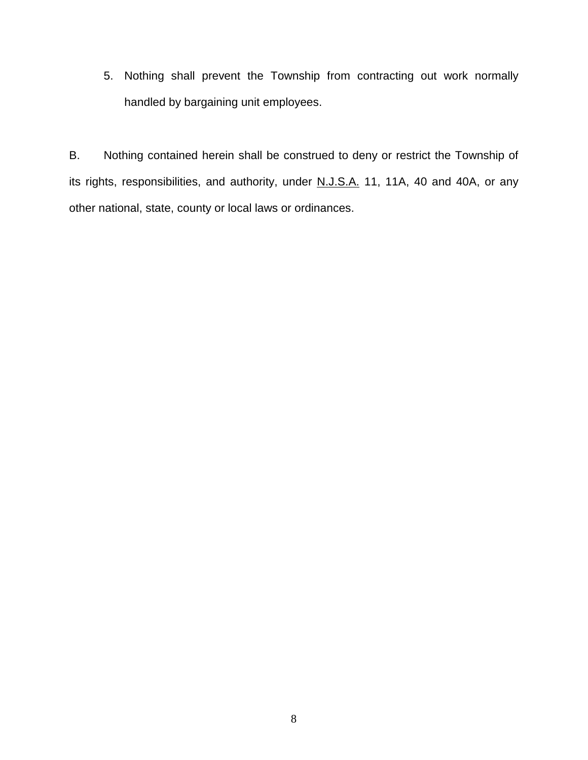5. Nothing shall prevent the Township from contracting out work normally handled by bargaining unit employees.

B. Nothing contained herein shall be construed to deny or restrict the Township of its rights, responsibilities, and authority, under N.J.S.A. 11, 11A, 40 and 40A, or any other national, state, county or local laws or ordinances.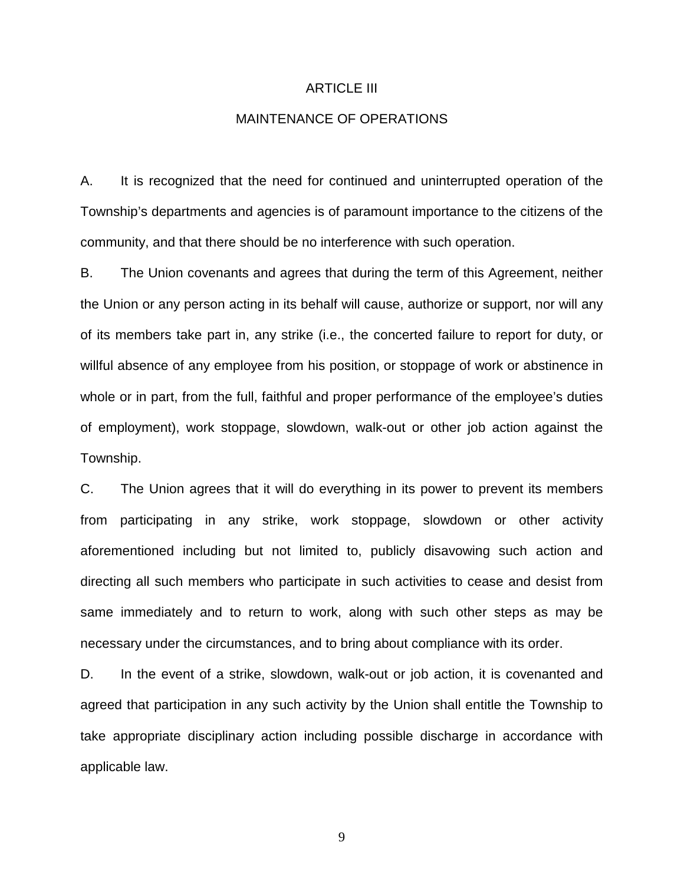# ARTICLE III

## MAINTENANCE OF OPERATIONS

A. It is recognized that the need for continued and uninterrupted operation of the Township's departments and agencies is of paramount importance to the citizens of the community, and that there should be no interference with such operation.

B. The Union covenants and agrees that during the term of this Agreement, neither the Union or any person acting in its behalf will cause, authorize or support, nor will any of its members take part in, any strike (i.e., the concerted failure to report for duty, or willful absence of any employee from his position, or stoppage of work or abstinence in whole or in part, from the full, faithful and proper performance of the employee's duties of employment), work stoppage, slowdown, walk-out or other job action against the Township.

C. The Union agrees that it will do everything in its power to prevent its members from participating in any strike, work stoppage, slowdown or other activity aforementioned including but not limited to, publicly disavowing such action and directing all such members who participate in such activities to cease and desist from same immediately and to return to work, along with such other steps as may be necessary under the circumstances, and to bring about compliance with its order.

D. In the event of a strike, slowdown, walk-out or job action, it is covenanted and agreed that participation in any such activity by the Union shall entitle the Township to take appropriate disciplinary action including possible discharge in accordance with applicable law.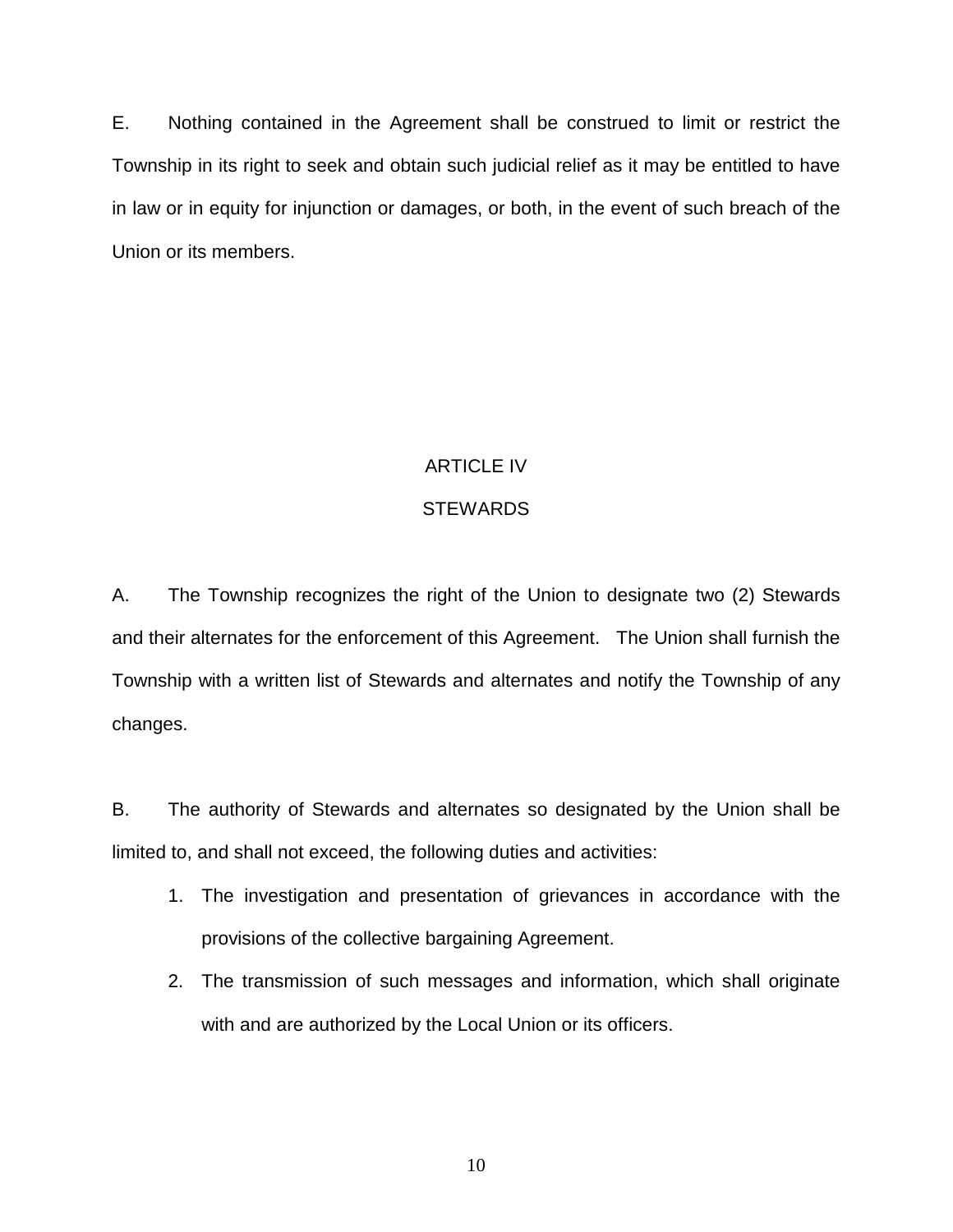E. Nothing contained in the Agreement shall be construed to limit or restrict the Township in its right to seek and obtain such judicial relief as it may be entitled to have in law or in equity for injunction or damages, or both, in the event of such breach of the Union or its members.

## ARTICLE IV
## STEWARDS

A. The Township recognizes the right of the Union to designate two (2) Stewards and their alternates for the enforcement of this Agreement. The Union shall furnish the Township with a written list of Stewards and alternates and notify the Township of any changes.

B. The authority of Stewards and alternates so designated by the Union shall be limited to, and shall not exceed, the following duties and activities:

1. The investigation and presentation of grievances in accordance with the provisions of the collective bargaining Agreement.
2. The transmission of such messages and information, which shall originate with and are authorized by the Local Union or its officers.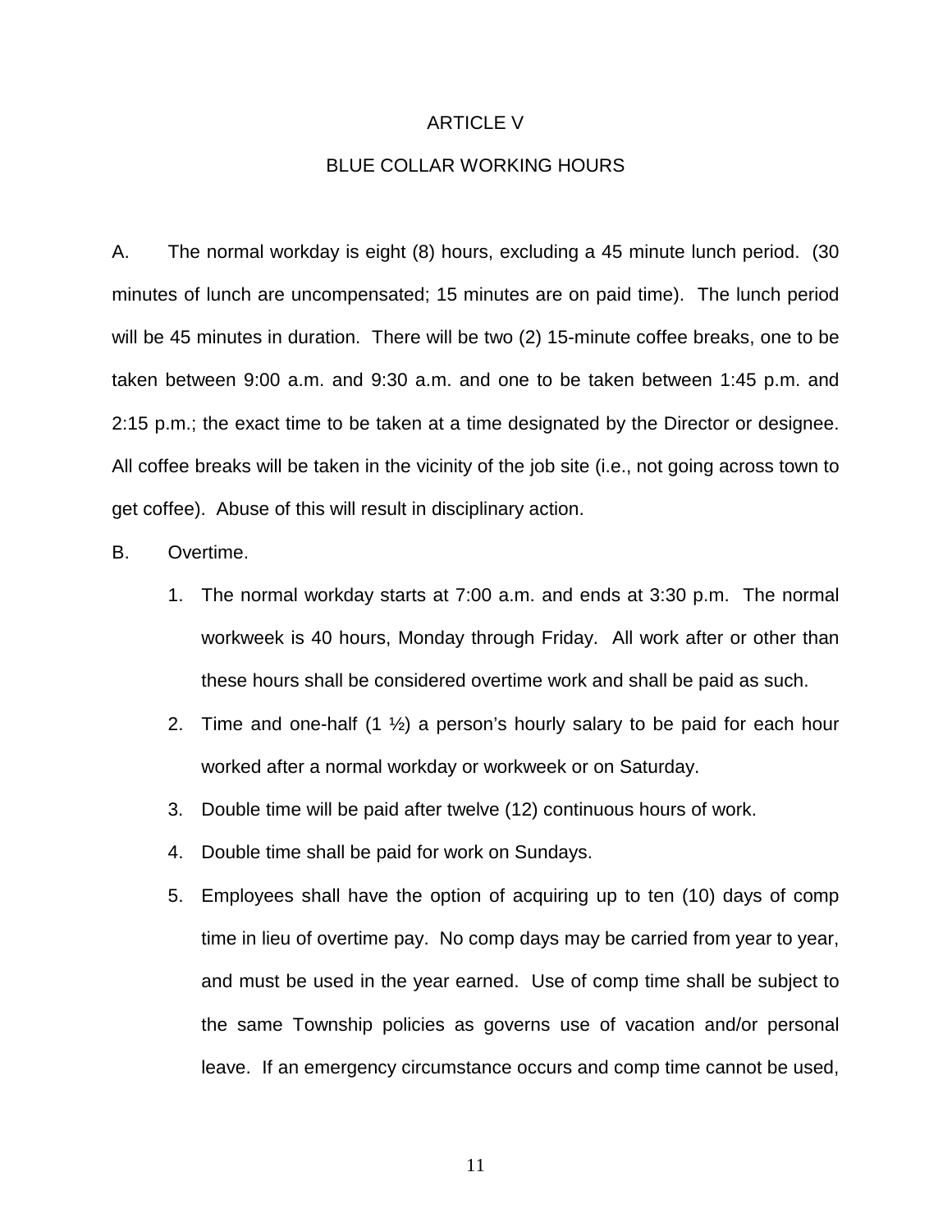# ARTICLE V

## BLUE COLLAR WORKING HOURS

A. The normal workday is eight (8) hours, excluding a 45 minute lunch period. (30 minutes of lunch are uncompensated; 15 minutes are on paid time). The lunch period will be 45 minutes in duration. There will be two (2) 15-minute coffee breaks, one to be taken between 9:00 a.m. and 9:30 a.m. and one to be taken between 1:45 p.m. and 2:15 p.m.; the exact time to be taken at a time designated by the Director or designee. All coffee breaks will be taken in the vicinity of the job site (i.e., not going across town to get coffee). Abuse of this will result in disciplinary action.

B. Overtime.

1. The normal workday starts at 7:00 a.m. and ends at 3:30 p.m. The normal workweek is 40 hours, Monday through Friday. All work after or other than these hours shall be considered overtime work and shall be paid as such.
2. Time and one-half (1 ½) a person's hourly salary to be paid for each hour worked after a normal workday or workweek or on Saturday.
3. Double time will be paid after twelve (12) continuous hours of work.
4. Double time shall be paid for work on Sundays.
5. Employees shall have the option of acquiring up to ten (10) days of comp time in lieu of overtime pay. No comp days may be carried from year to year, and must be used in the year earned. Use of comp time shall be subject to the same Township policies as governs use of vacation and/or personal leave. If an emergency circumstance occurs and comp time cannot be used,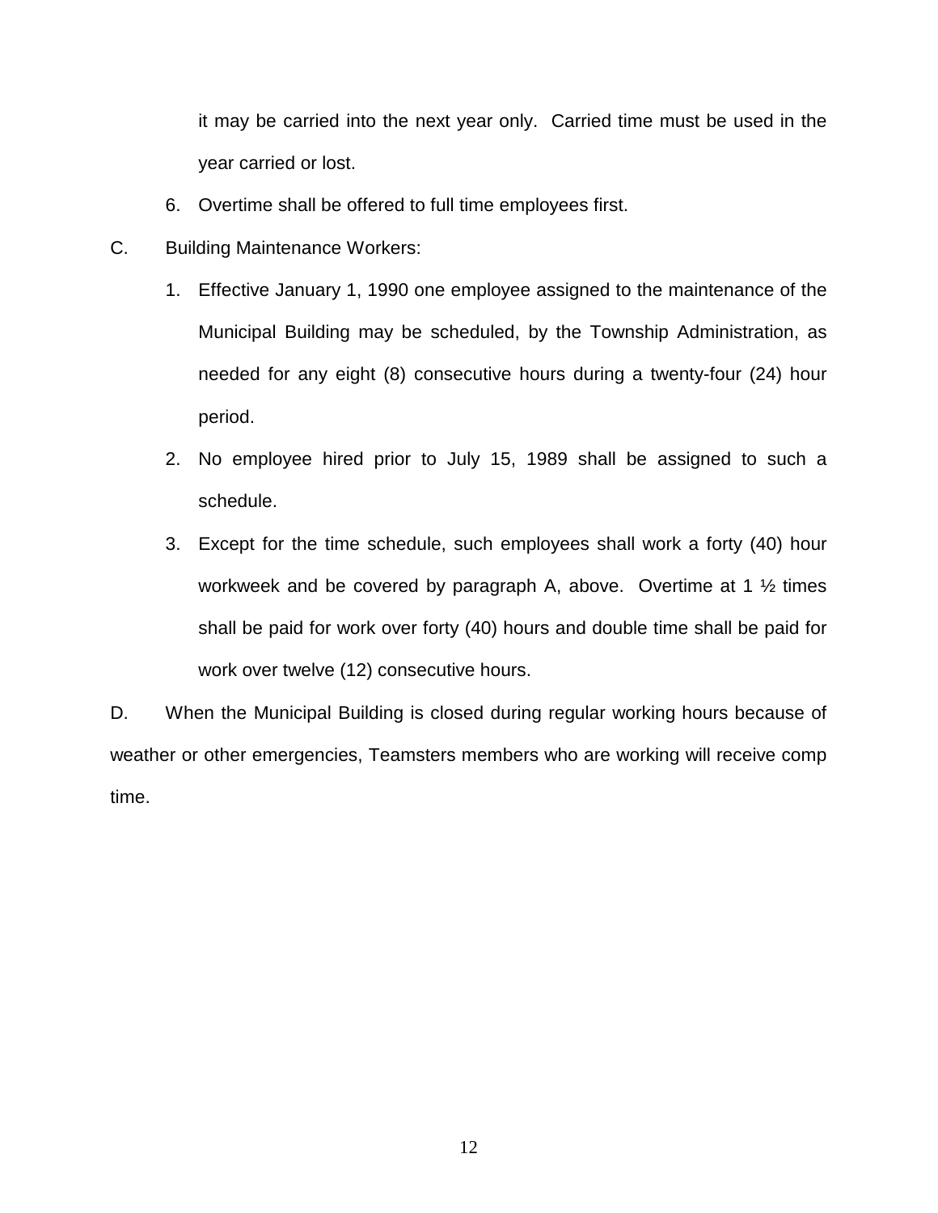it may be carried into the next year only. Carried time must be used in the year carried or lost.

6. Overtime shall be offered to full time employees first.

C. Building Maintenance Workers:

1. Effective January 1, 1990 one employee assigned to the maintenance of the Municipal Building may be scheduled, by the Township Administration, as needed for any eight (8) consecutive hours during a twenty-four (24) hour period.

2. No employee hired prior to July 15, 1989 shall be assigned to such a schedule.

3. Except for the time schedule, such employees shall work a forty (40) hour workweek and be covered by paragraph A, above. Overtime at 1 ½ times shall be paid for work over forty (40) hours and double time shall be paid for work over twelve (12) consecutive hours.

D. When the Municipal Building is closed during regular working hours because of weather or other emergencies, Teamsters members who are working will receive comp time.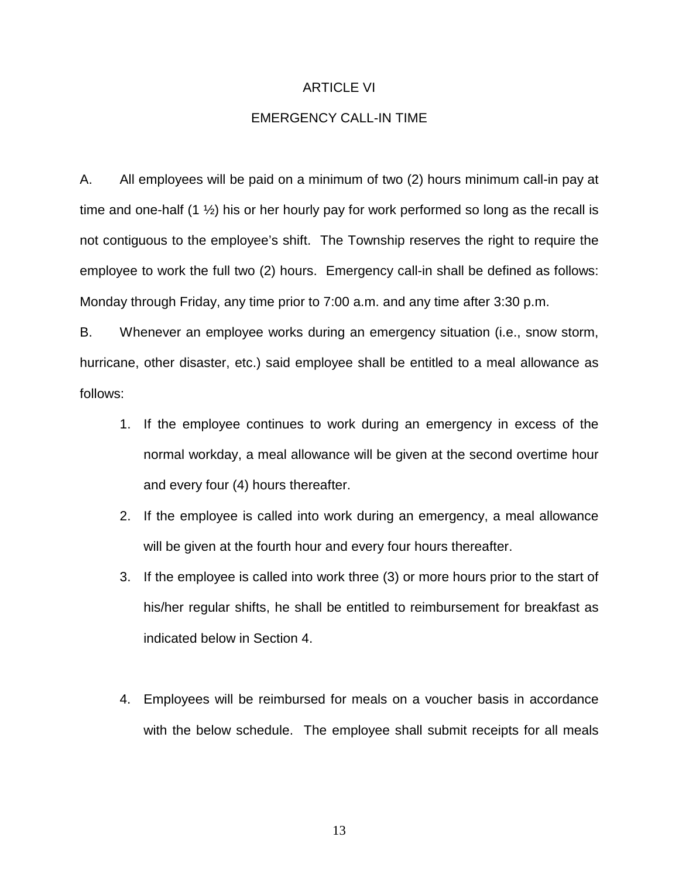# ARTICLE VI

## EMERGENCY CALL-IN TIME

A. All employees will be paid on a minimum of two (2) hours minimum call-in pay at time and one-half (1 ½) his or her hourly pay for work performed so long as the recall is not contiguous to the employee's shift. The Township reserves the right to require the employee to work the full two (2) hours. Emergency call-in shall be defined as follows: Monday through Friday, any time prior to 7:00 a.m. and any time after 3:30 p.m.

B. Whenever an employee works during an emergency situation (i.e., snow storm, hurricane, other disaster, etc.) said employee shall be entitled to a meal allowance as follows:

1. If the employee continues to work during an emergency in excess of the normal workday, a meal allowance will be given at the second overtime hour and every four (4) hours thereafter.
2. If the employee is called into work during an emergency, a meal allowance will be given at the fourth hour and every four hours thereafter.
3. If the employee is called into work three (3) or more hours prior to the start of his/her regular shifts, he shall be entitled to reimbursement for breakfast as indicated below in Section 4.

4. Employees will be reimbursed for meals on a voucher basis in accordance with the below schedule. The employee shall submit receipts for all meals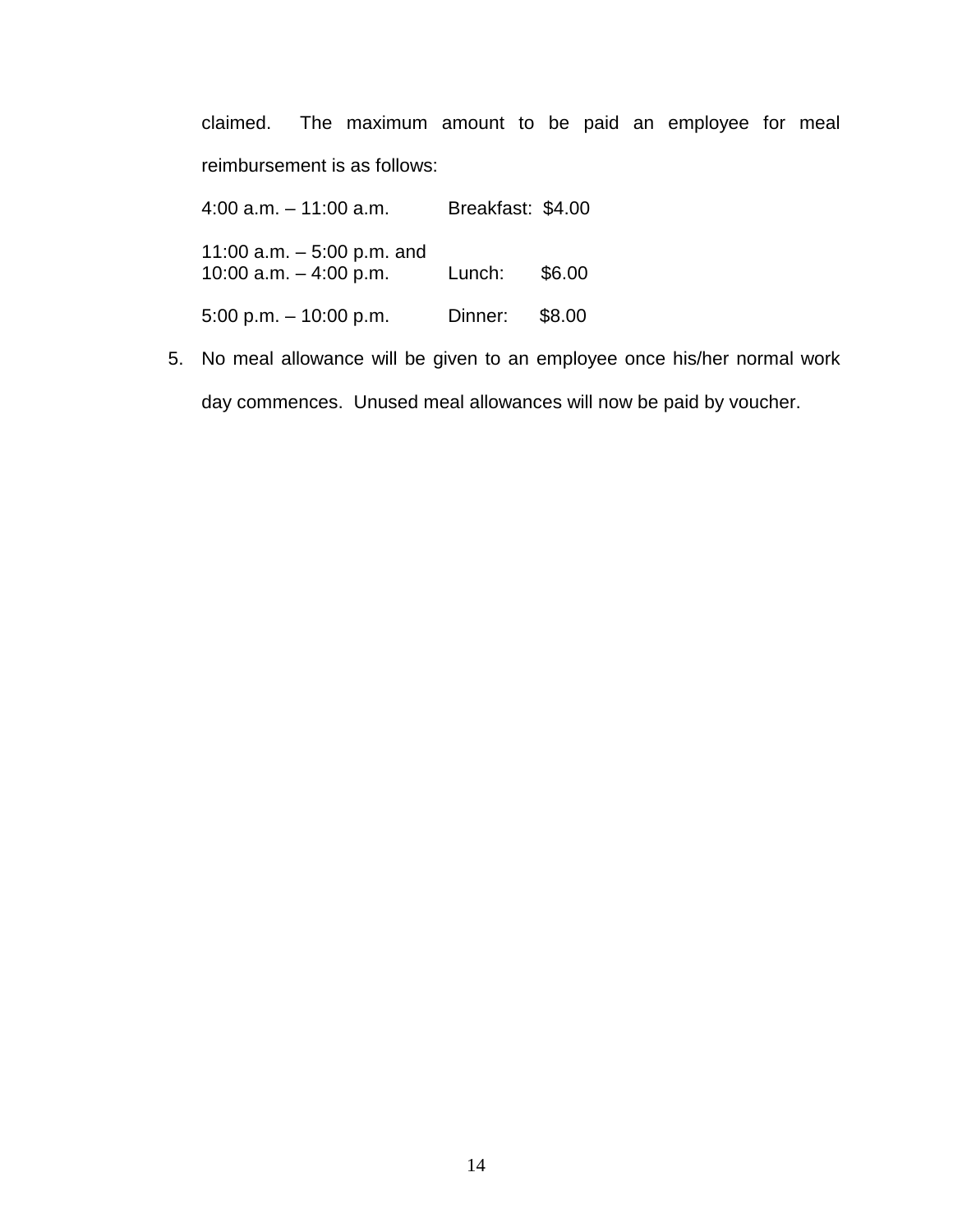claimed. The maximum amount to be paid an employee for meal reimbursement is as follows:

| | | |
|---|---|---|
| 4:00 a.m. – 11:00 a.m. | Breakfast: | $4.00 |
| 11:00 a.m. – 5:00 p.m. and 10:00 a.m. – 4:00 p.m. | Lunch: | $6.00 |
| 5:00 p.m. – 10:00 p.m. | Dinner: | $8.00 |

5. No meal allowance will be given to an employee once his/her normal work day commences. Unused meal allowances will now be paid by voucher.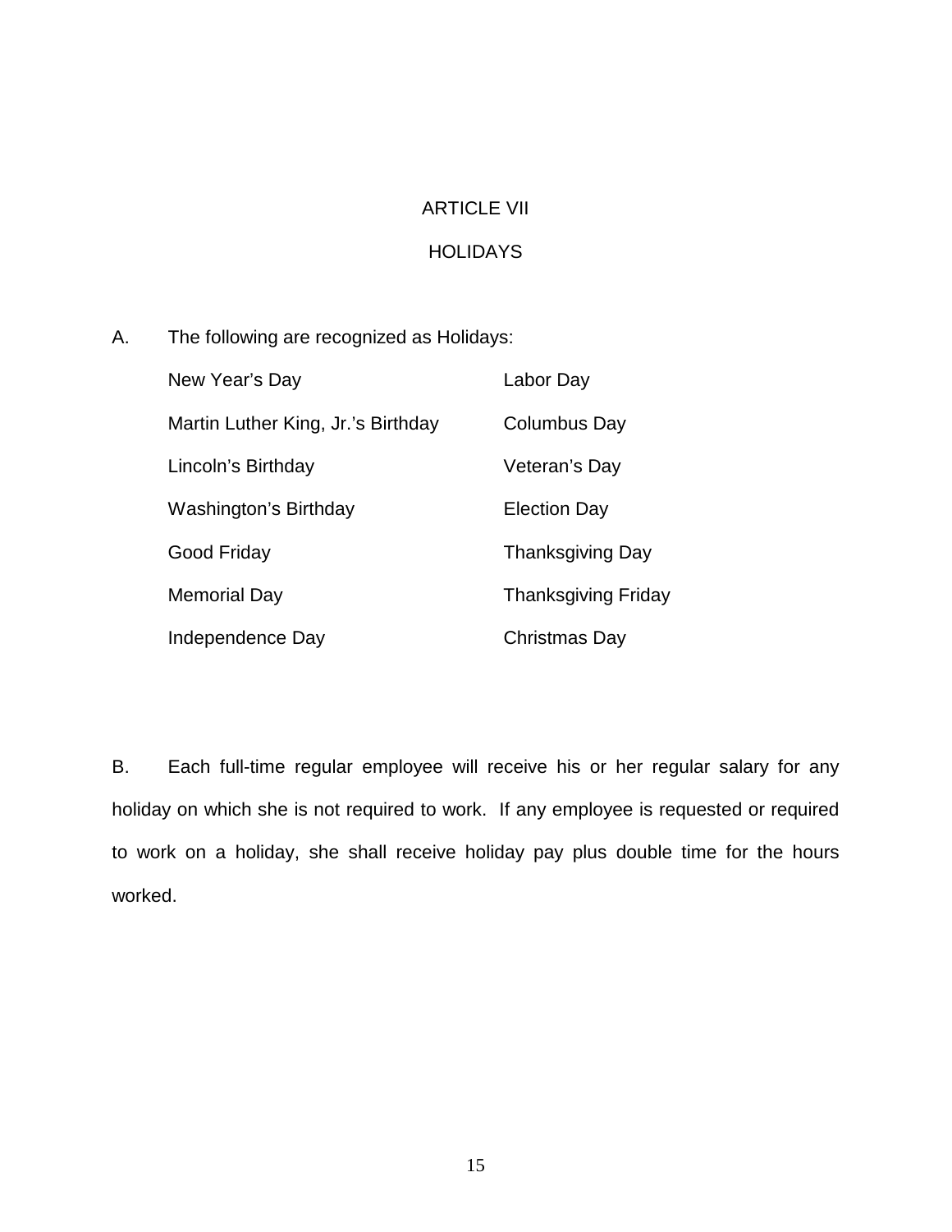# ARTICLE VII

## HOLIDAYS

A. The following are recognized as Holidays:

| | |
|---|---|
| New Year's Day | Labor Day |
| Martin Luther King, Jr.'s Birthday | Columbus Day |
| Lincoln's Birthday | Veteran's Day |
| Washington's Birthday | Election Day |
| Good Friday | Thanksgiving Day |
| Memorial Day | Thanksgiving Friday |
| Independence Day | Christmas Day |

B. Each full-time regular employee will receive his or her regular salary for any holiday on which she is not required to work. If any employee is requested or required to work on a holiday, she shall receive holiday pay plus double time for the hours worked.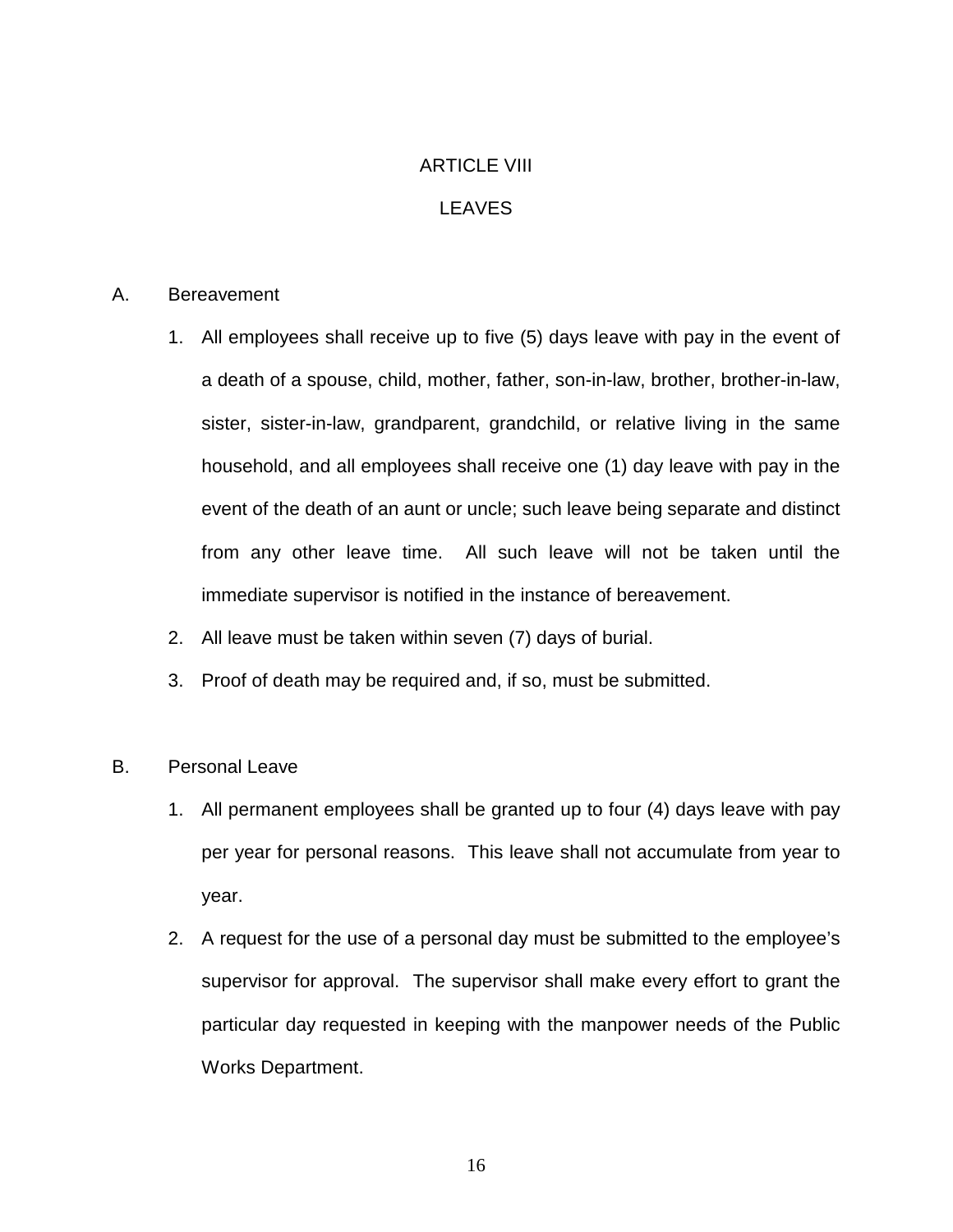# ARTICLE VIII

# LEAVES

A. Bereavement

1. All employees shall receive up to five (5) days leave with pay in the event of a death of a spouse, child, mother, father, son-in-law, brother, brother-in-law, sister, sister-in-law, grandparent, grandchild, or relative living in the same household, and all employees shall receive one (1) day leave with pay in the event of the death of an aunt or uncle; such leave being separate and distinct from any other leave time. All such leave will not be taken until the immediate supervisor is notified in the instance of bereavement.
2. All leave must be taken within seven (7) days of burial.
3. Proof of death may be required and, if so, must be submitted.

B. Personal Leave

1. All permanent employees shall be granted up to four (4) days leave with pay per year for personal reasons. This leave shall not accumulate from year to year.
2. A request for the use of a personal day must be submitted to the employee's supervisor for approval. The supervisor shall make every effort to grant the particular day requested in keeping with the manpower needs of the Public Works Department.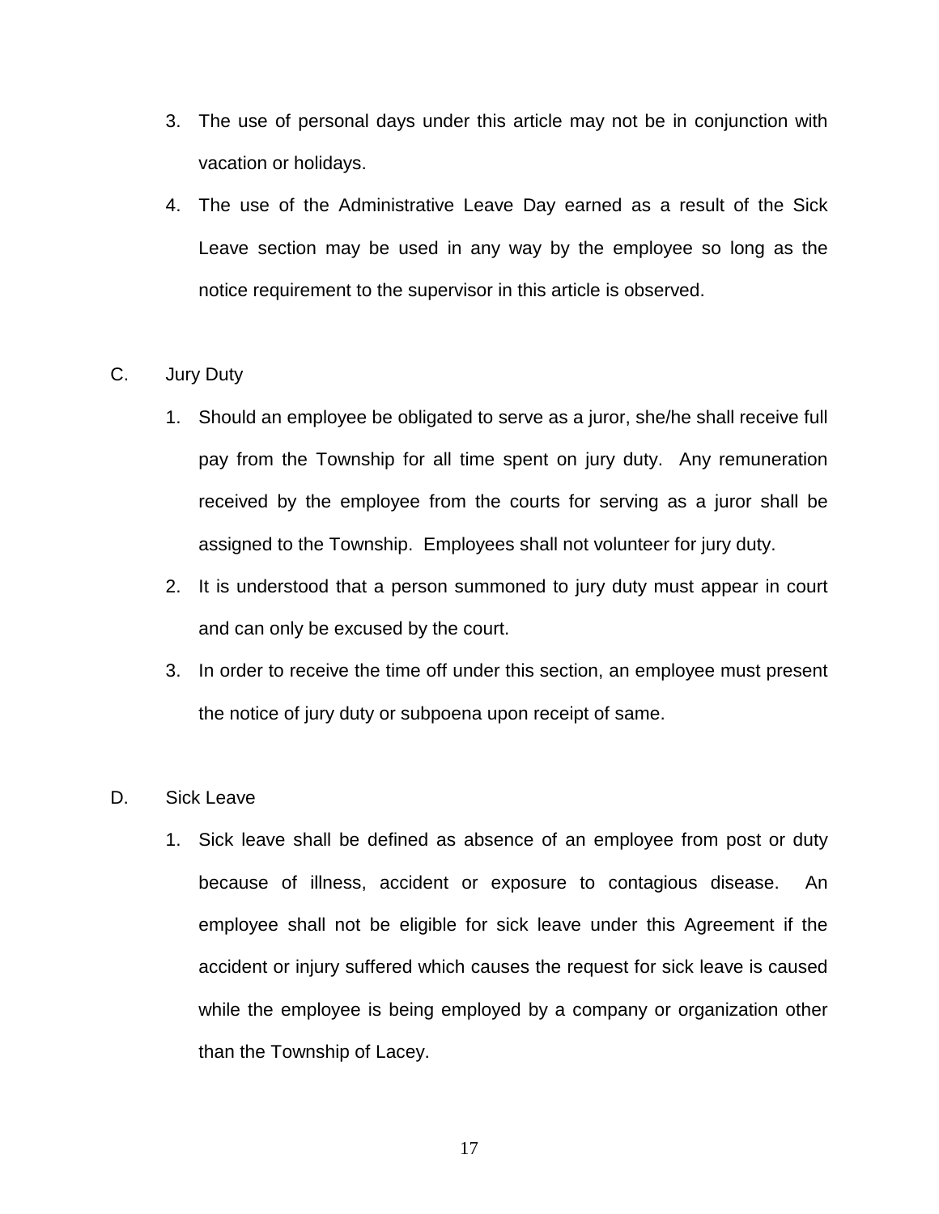3. The use of personal days under this article may not be in conjunction with vacation or holidays.
4. The use of the Administrative Leave Day earned as a result of the Sick Leave section may be used in any way by the employee so long as the notice requirement to the supervisor in this article is observed.

C. Jury Duty

1. Should an employee be obligated to serve as a juror, she/he shall receive full pay from the Township for all time spent on jury duty. Any remuneration received by the employee from the courts for serving as a juror shall be assigned to the Township. Employees shall not volunteer for jury duty.
2. It is understood that a person summoned to jury duty must appear in court and can only be excused by the court.
3. In order to receive the time off under this section, an employee must present the notice of jury duty or subpoena upon receipt of same.

D. Sick Leave

1. Sick leave shall be defined as absence of an employee from post or duty because of illness, accident or exposure to contagious disease. An employee shall not be eligible for sick leave under this Agreement if the accident or injury suffered which causes the request for sick leave is caused while the employee is being employed by a company or organization other than the Township of Lacey.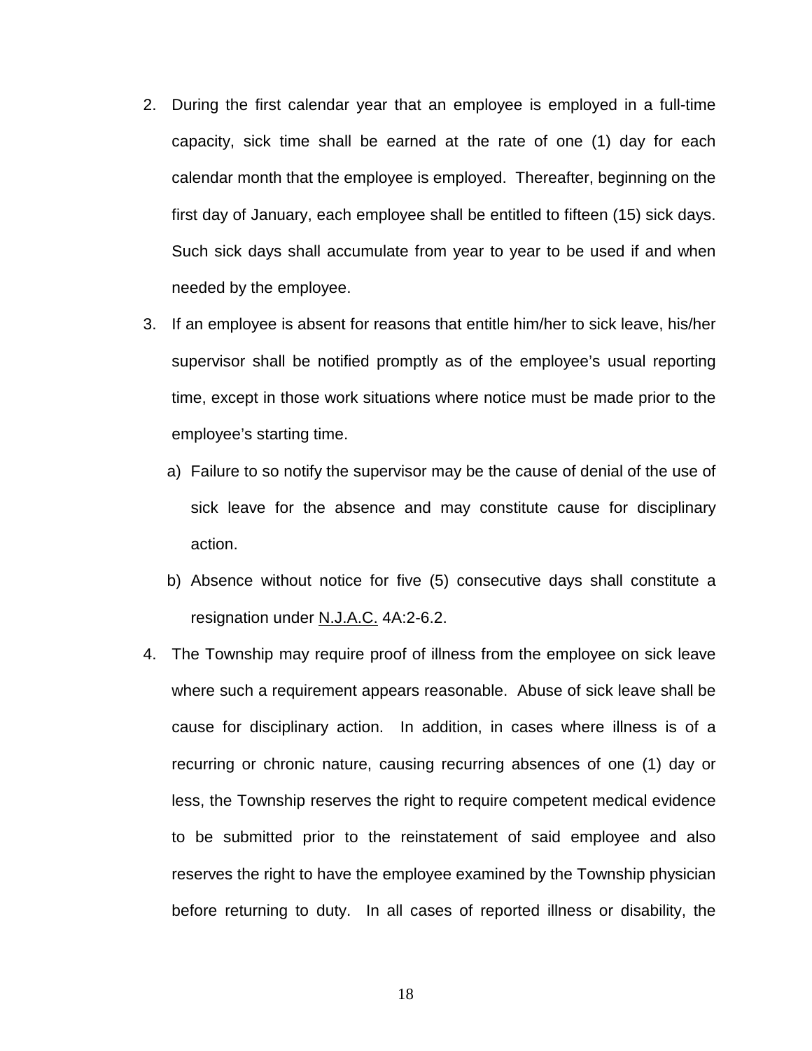2. During the first calendar year that an employee is employed in a full-time capacity, sick time shall be earned at the rate of one (1) day for each calendar month that the employee is employed. Thereafter, beginning on the first day of January, each employee shall be entitled to fifteen (15) sick days. Such sick days shall accumulate from year to year to be used if and when needed by the employee.

3. If an employee is absent for reasons that entitle him/her to sick leave, his/her supervisor shall be notified promptly as of the employee's usual reporting time, except in those work situations where notice must be made prior to the employee's starting time.

   a) Failure to so notify the supervisor may be the cause of denial of the use of sick leave for the absence and may constitute cause for disciplinary action.

   b) Absence without notice for five (5) consecutive days shall constitute a resignation under N.J.A.C. 4A:2-6.2.

4. The Township may require proof of illness from the employee on sick leave where such a requirement appears reasonable. Abuse of sick leave shall be cause for disciplinary action. In addition, in cases where illness is of a recurring or chronic nature, causing recurring absences of one (1) day or less, the Township reserves the right to require competent medical evidence to be submitted prior to the reinstatement of said employee and also reserves the right to have the employee examined by the Township physician before returning to duty. In all cases of reported illness or disability, the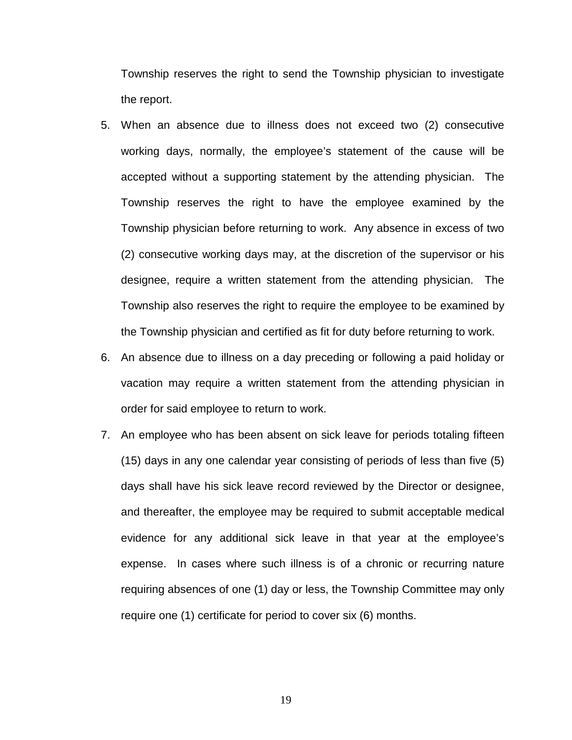Township reserves the right to send the Township physician to investigate the report.

5. When an absence due to illness does not exceed two (2) consecutive working days, normally, the employee's statement of the cause will be accepted without a supporting statement by the attending physician. The Township reserves the right to have the employee examined by the Township physician before returning to work. Any absence in excess of two (2) consecutive working days may, at the discretion of the supervisor or his designee, require a written statement from the attending physician. The Township also reserves the right to require the employee to be examined by the Township physician and certified as fit for duty before returning to work.
6. An absence due to illness on a day preceding or following a paid holiday or vacation may require a written statement from the attending physician in order for said employee to return to work.
7. An employee who has been absent on sick leave for periods totaling fifteen (15) days in any one calendar year consisting of periods of less than five (5) days shall have his sick leave record reviewed by the Director or designee, and thereafter, the employee may be required to submit acceptable medical evidence for any additional sick leave in that year at the employee's expense. In cases where such illness is of a chronic or recurring nature requiring absences of one (1) day or less, the Township Committee may only require one (1) certificate for period to cover six (6) months.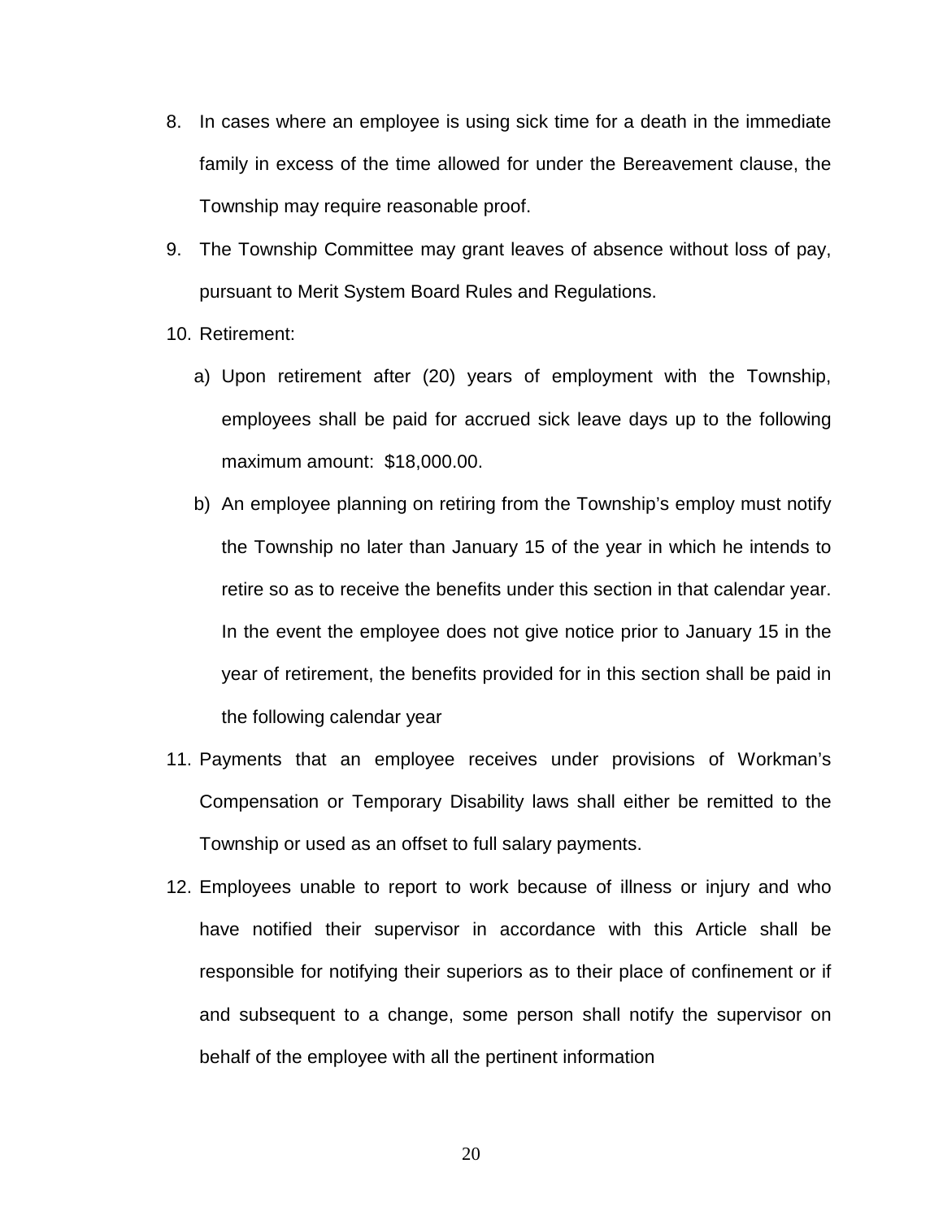8. In cases where an employee is using sick time for a death in the immediate family in excess of the time allowed for under the Bereavement clause, the Township may require reasonable proof.

9. The Township Committee may grant leaves of absence without loss of pay, pursuant to Merit System Board Rules and Regulations.

10. Retirement:

    a) Upon retirement after (20) years of employment with the Township, employees shall be paid for accrued sick leave days up to the following maximum amount: $18,000.00.

    b) An employee planning on retiring from the Township's employ must notify the Township no later than January 15 of the year in which he intends to retire so as to receive the benefits under this section in that calendar year. In the event the employee does not give notice prior to January 15 in the year of retirement, the benefits provided for in this section shall be paid in the following calendar year

11. Payments that an employee receives under provisions of Workman's Compensation or Temporary Disability laws shall either be remitted to the Township or used as an offset to full salary payments.

12. Employees unable to report to work because of illness or injury and who have notified their supervisor in accordance with this Article shall be responsible for notifying their superiors as to their place of confinement or if and subsequent to a change, some person shall notify the supervisor on behalf of the employee with all the pertinent information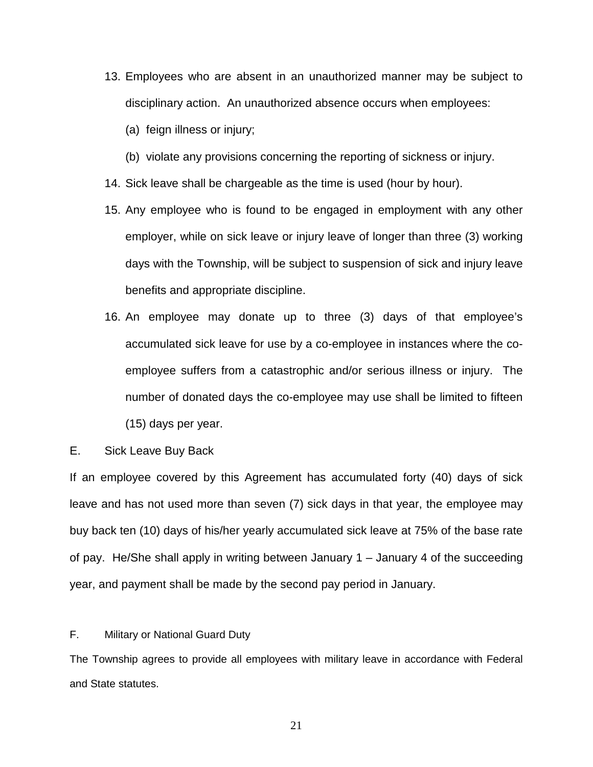13. Employees who are absent in an unauthorized manner may be subject to disciplinary action. An unauthorized absence occurs when employees:

    (a) feign illness or injury;

    (b) violate any provisions concerning the reporting of sickness or injury.

14. Sick leave shall be chargeable as the time is used (hour by hour).

15. Any employee who is found to be engaged in employment with any other employer, while on sick leave or injury leave of longer than three (3) working days with the Township, will be subject to suspension of sick and injury leave benefits and appropriate discipline.

16. An employee may donate up to three (3) days of that employee's accumulated sick leave for use by a co-employee in instances where the co-employee suffers from a catastrophic and/or serious illness or injury. The number of donated days the co-employee may use shall be limited to fifteen (15) days per year.

E. Sick Leave Buy Back

If an employee covered by this Agreement has accumulated forty (40) days of sick leave and has not used more than seven (7) sick days in that year, the employee may buy back ten (10) days of his/her yearly accumulated sick leave at 75% of the base rate of pay. He/She shall apply in writing between January 1 – January 4 of the succeeding year, and payment shall be made by the second pay period in January.

F. Military or National Guard Duty

The Township agrees to provide all employees with military leave in accordance with Federal and State statutes.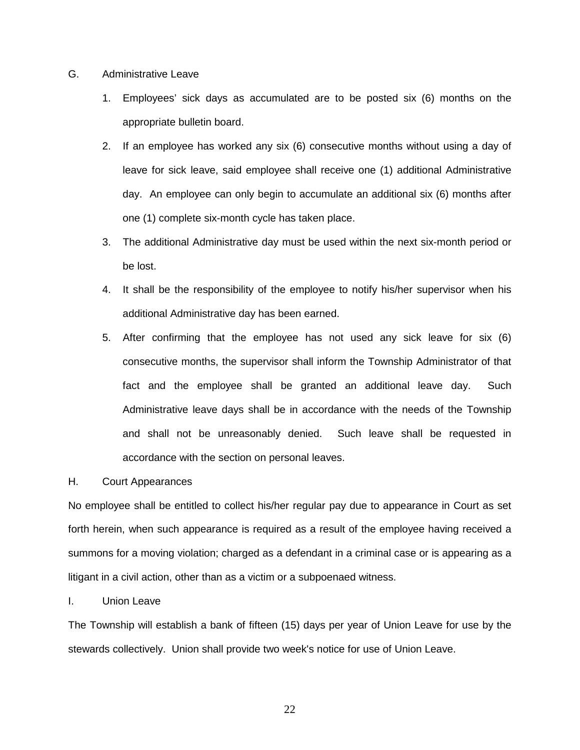G. Administrative Leave

1. Employees' sick days as accumulated are to be posted six (6) months on the appropriate bulletin board.
2. If an employee has worked any six (6) consecutive months without using a day of leave for sick leave, said employee shall receive one (1) additional Administrative day. An employee can only begin to accumulate an additional six (6) months after one (1) complete six-month cycle has taken place.
3. The additional Administrative day must be used within the next six-month period or be lost.
4. It shall be the responsibility of the employee to notify his/her supervisor when his additional Administrative day has been earned.
5. After confirming that the employee has not used any sick leave for six (6) consecutive months, the supervisor shall inform the Township Administrator of that fact and the employee shall be granted an additional leave day. Such Administrative leave days shall be in accordance with the needs of the Township and shall not be unreasonably denied. Such leave shall be requested in accordance with the section on personal leaves.

H. Court Appearances

No employee shall be entitled to collect his/her regular pay due to appearance in Court as set forth herein, when such appearance is required as a result of the employee having received a summons for a moving violation; charged as a defendant in a criminal case or is appearing as a litigant in a civil action, other than as a victim or a subpoenaed witness.

I. Union Leave

The Township will establish a bank of fifteen (15) days per year of Union Leave for use by the stewards collectively. Union shall provide two week's notice for use of Union Leave.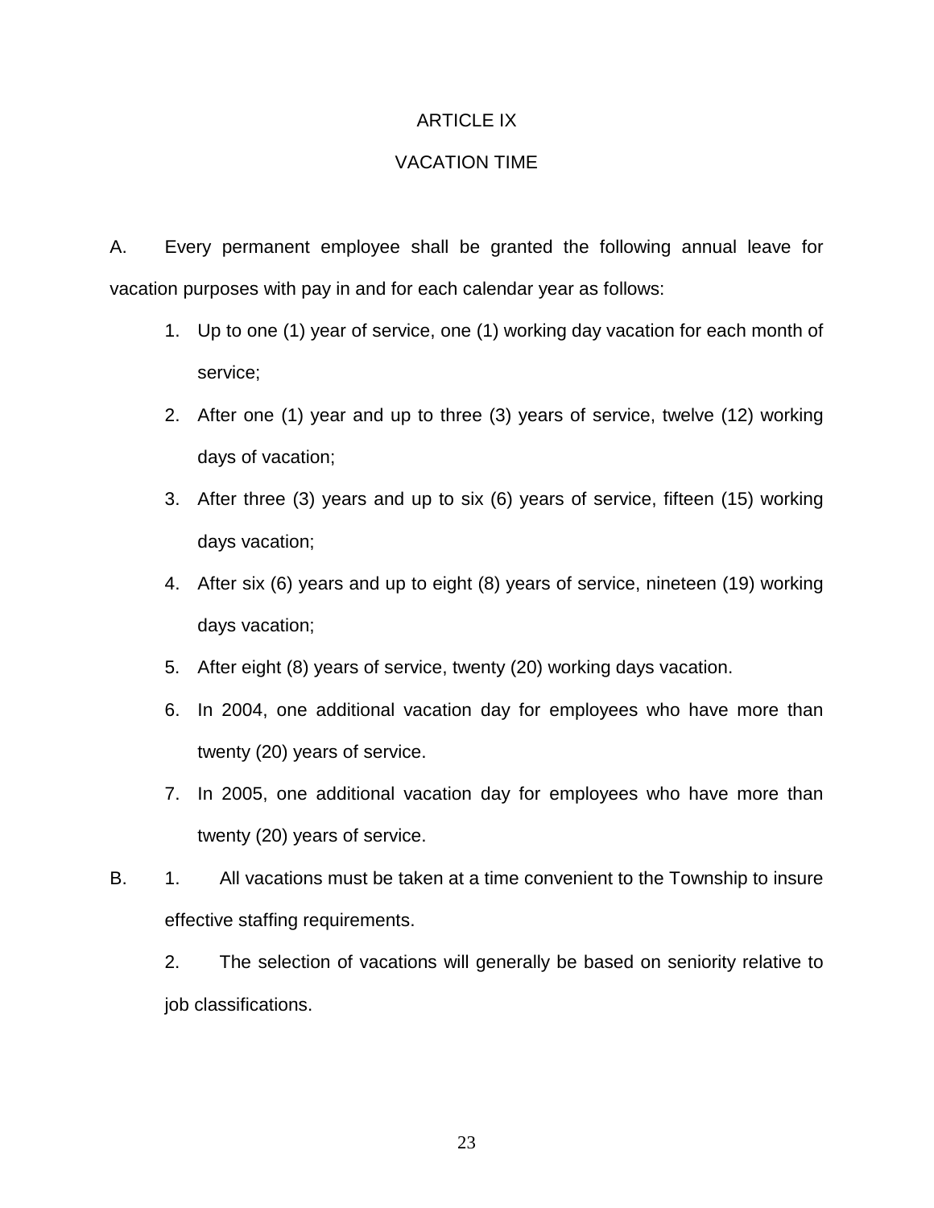# ARTICLE IX

## VACATION TIME

A. Every permanent employee shall be granted the following annual leave for vacation purposes with pay in and for each calendar year as follows:

1. Up to one (1) year of service, one (1) working day vacation for each month of service;
2. After one (1) year and up to three (3) years of service, twelve (12) working days of vacation;
3. After three (3) years and up to six (6) years of service, fifteen (15) working days vacation;
4. After six (6) years and up to eight (8) years of service, nineteen (19) working days vacation;
5. After eight (8) years of service, twenty (20) working days vacation.
6. In 2004, one additional vacation day for employees who have more than twenty (20) years of service.
7. In 2005, one additional vacation day for employees who have more than twenty (20) years of service.

B. 1. All vacations must be taken at a time convenient to the Township to insure effective staffing requirements.

2. The selection of vacations will generally be based on seniority relative to job classifications.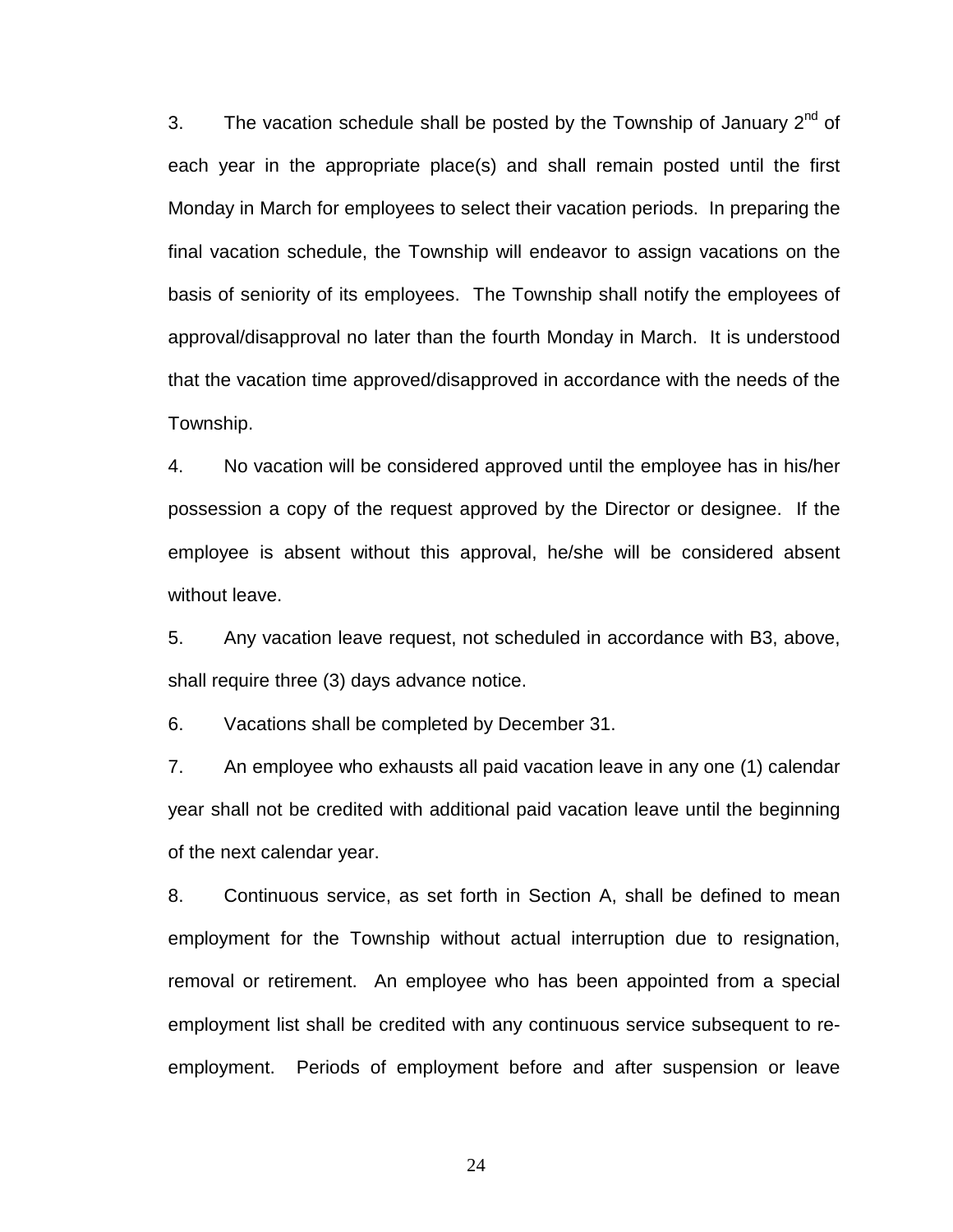3. The vacation schedule shall be posted by the Township of January 2nd of each year in the appropriate place(s) and shall remain posted until the first Monday in March for employees to select their vacation periods. In preparing the final vacation schedule, the Township will endeavor to assign vacations on the basis of seniority of its employees. The Township shall notify the employees of approval/disapproval no later than the fourth Monday in March. It is understood that the vacation time approved/disapproved in accordance with the needs of the Township.

4. No vacation will be considered approved until the employee has in his/her possession a copy of the request approved by the Director or designee. If the employee is absent without this approval, he/she will be considered absent without leave.

5. Any vacation leave request, not scheduled in accordance with B3, above, shall require three (3) days advance notice.

6. Vacations shall be completed by December 31.

7. An employee who exhausts all paid vacation leave in any one (1) calendar year shall not be credited with additional paid vacation leave until the beginning of the next calendar year.

8. Continuous service, as set forth in Section A, shall be defined to mean employment for the Township without actual interruption due to resignation, removal or retirement. An employee who has been appointed from a special employment list shall be credited with any continuous service subsequent to re-employment. Periods of employment before and after suspension or leave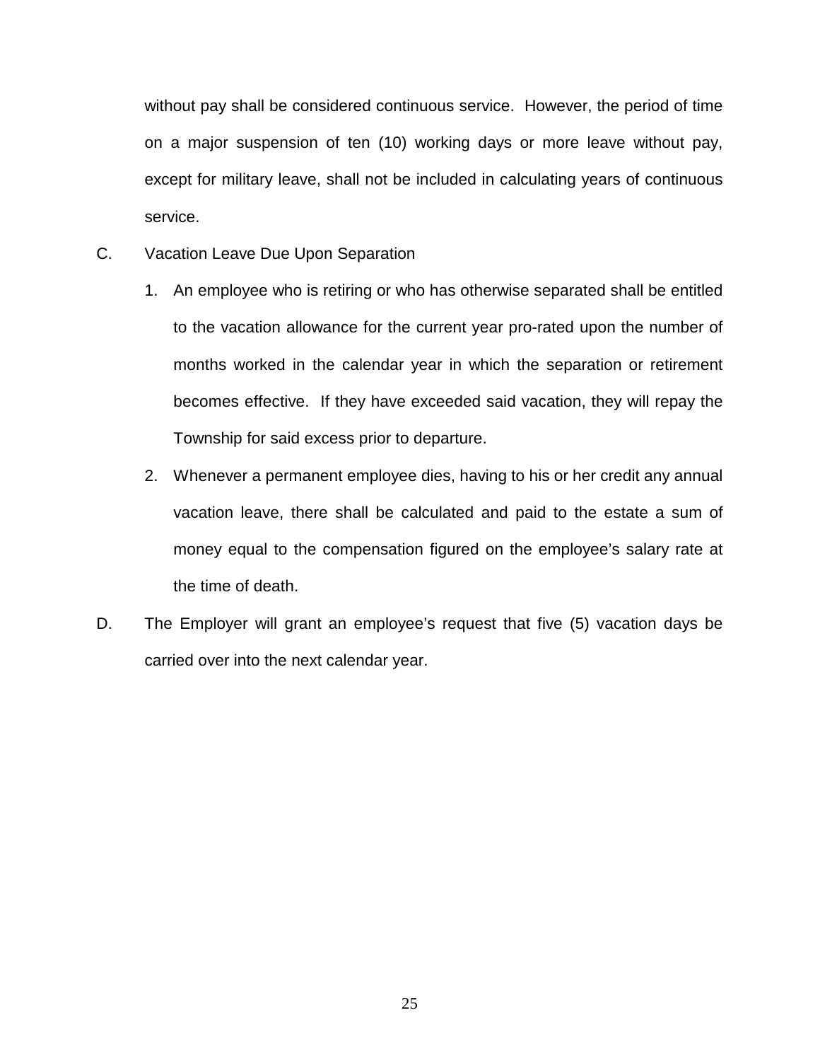without pay shall be considered continuous service. However, the period of time on a major suspension of ten (10) working days or more leave without pay, except for military leave, shall not be included in calculating years of continuous service.

C. Vacation Leave Due Upon Separation

1. An employee who is retiring or who has otherwise separated shall be entitled to the vacation allowance for the current year pro-rated upon the number of months worked in the calendar year in which the separation or retirement becomes effective. If they have exceeded said vacation, they will repay the Township for said excess prior to departure.

2. Whenever a permanent employee dies, having to his or her credit any annual vacation leave, there shall be calculated and paid to the estate a sum of money equal to the compensation figured on the employee's salary rate at the time of death.

D. The Employer will grant an employee's request that five (5) vacation days be carried over into the next calendar year.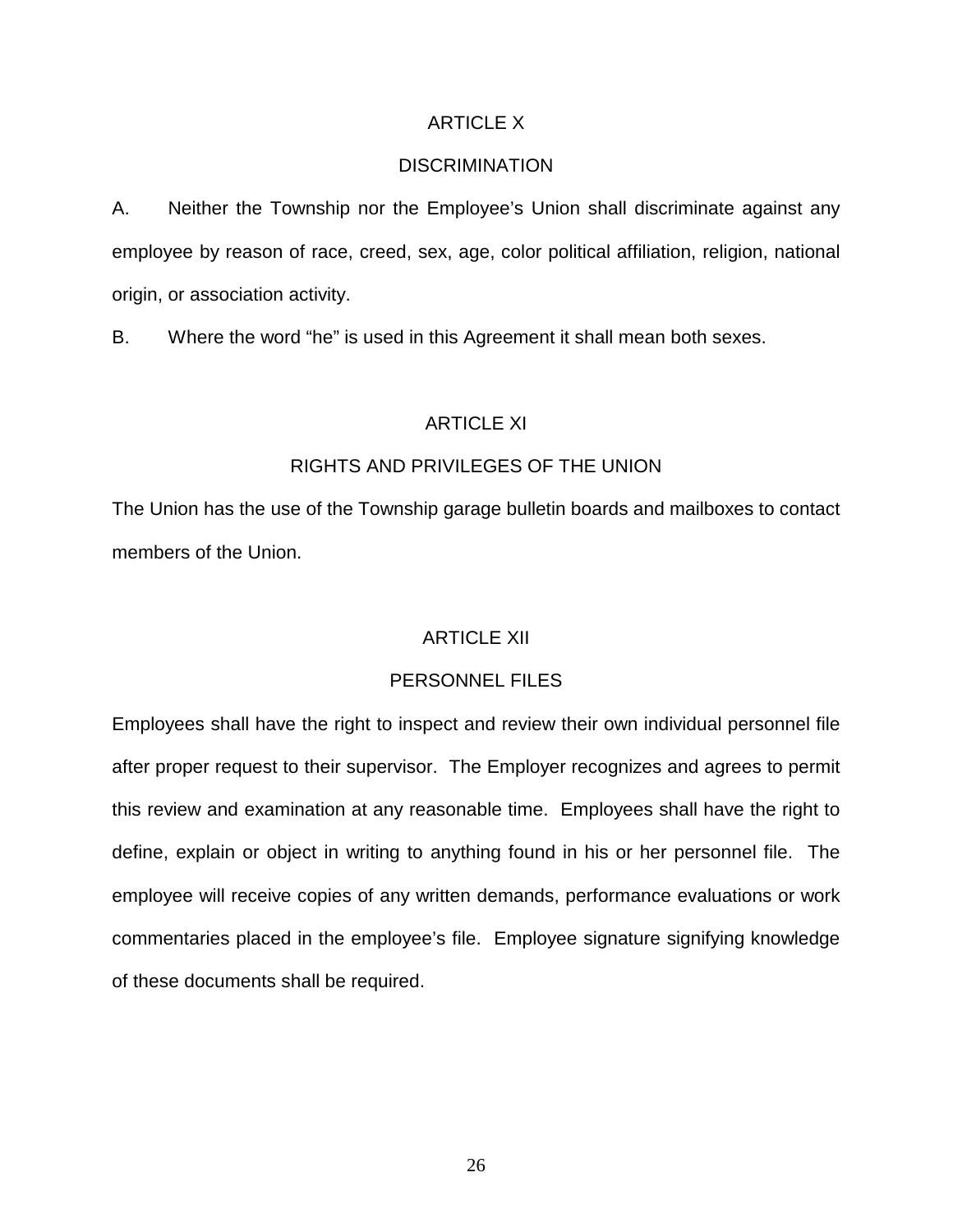## ARTICLE X

## DISCRIMINATION

A. Neither the Township nor the Employee's Union shall discriminate against any employee by reason of race, creed, sex, age, color political affiliation, religion, national origin, or association activity.

B. Where the word "he" is used in this Agreement it shall mean both sexes.

## ARTICLE XI

## RIGHTS AND PRIVILEGES OF THE UNION

The Union has the use of the Township garage bulletin boards and mailboxes to contact members of the Union.

## ARTICLE XII

## PERSONNEL FILES

Employees shall have the right to inspect and review their own individual personnel file after proper request to their supervisor. The Employer recognizes and agrees to permit this review and examination at any reasonable time. Employees shall have the right to define, explain or object in writing to anything found in his or her personnel file. The employee will receive copies of any written demands, performance evaluations or work commentaries placed in the employee's file. Employee signature signifying knowledge of these documents shall be required.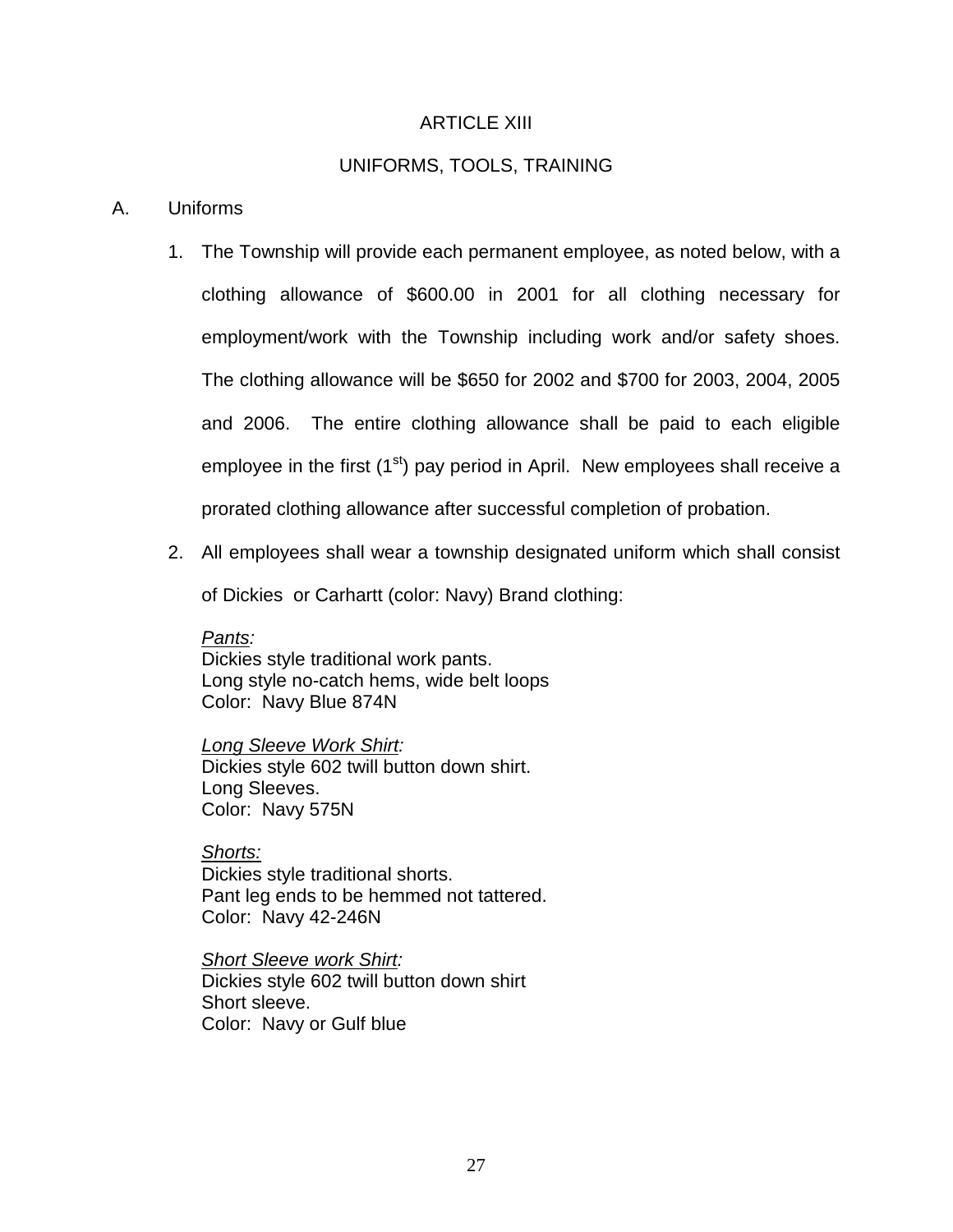# ARTICLE XIII

## UNIFORMS, TOOLS, TRAINING

A. Uniforms

1. The Township will provide each permanent employee, as noted below, with a clothing allowance of $600.00 in 2001 for all clothing necessary for employment/work with the Township including work and/or safety shoes. The clothing allowance will be $650 for 2002 and $700 for 2003, 2004, 2005 and 2006. The entire clothing allowance shall be paid to each eligible employee in the first (1st) pay period in April. New employees shall receive a prorated clothing allowance after successful completion of probation.

2. All employees shall wear a township designated uniform which shall consist of Dickies or Carhartt (color: Navy) Brand clothing:

   *<u>Pants</u>:*
   Dickies style traditional work pants.
   Long style no-catch hems, wide belt loops
   Color: Navy Blue 874N

   *<u>Long Sleeve Work Shirt</u>:*
   Dickies style 602 twill button down shirt.
   Long Sleeves.
   Color: Navy 575N

   *<u>Shorts:</u>*
   Dickies style traditional shorts.
   Pant leg ends to be hemmed not tattered.
   Color: Navy 42-246N

   *<u>Short Sleeve work Shirt</u>:*
   Dickies style 602 twill button down shirt
   Short sleeve.
   Color: Navy or Gulf blue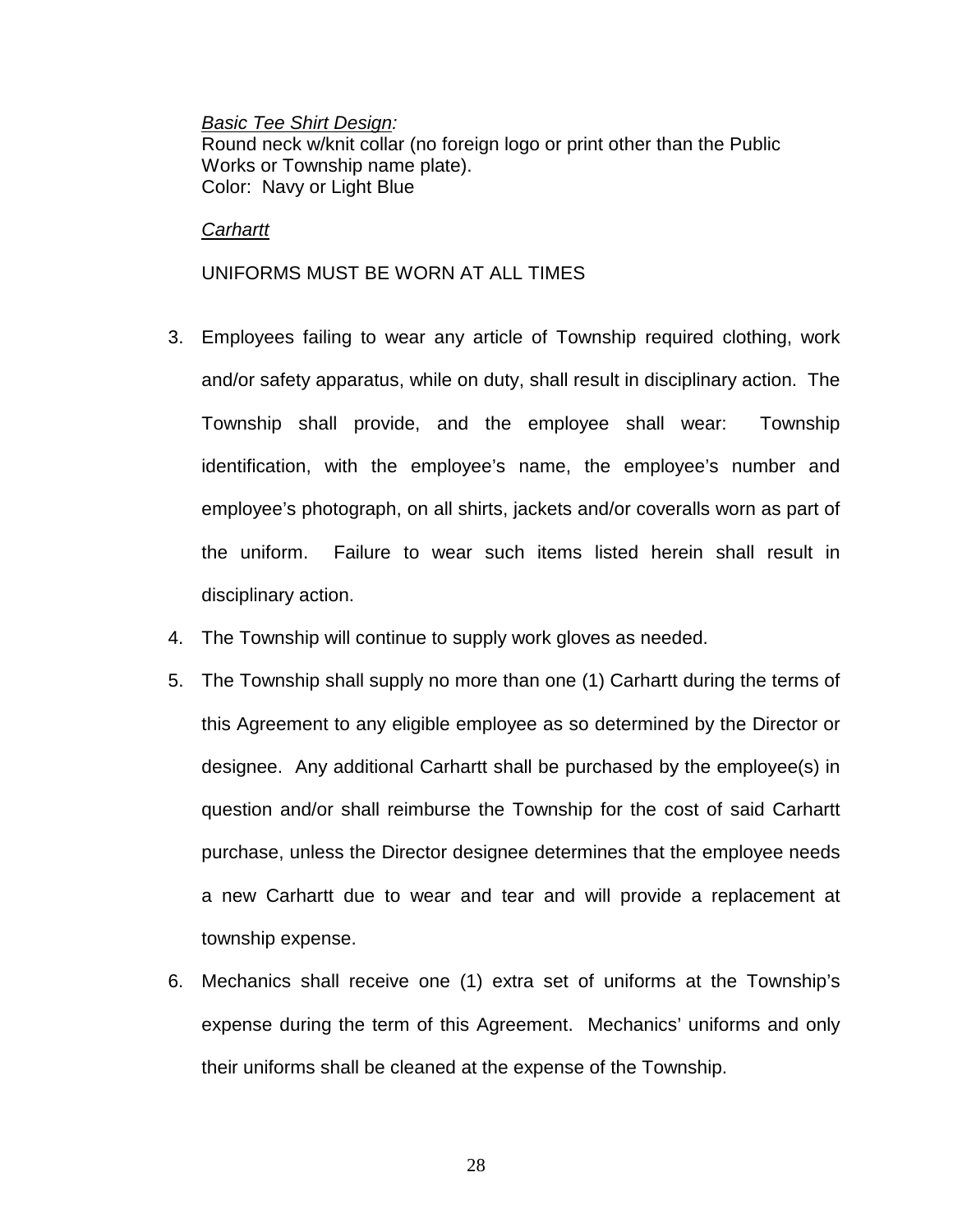*Basic Tee Shirt Design:*
Round neck w/knit collar (no foreign logo or print other than the Public Works or Township name plate).
Color: Navy or Light Blue

*Carhartt*

UNIFORMS MUST BE WORN AT ALL TIMES

3. Employees failing to wear any article of Township required clothing, work and/or safety apparatus, while on duty, shall result in disciplinary action. The Township shall provide, and the employee shall wear: Township identification, with the employee's name, the employee's number and employee's photograph, on all shirts, jackets and/or coveralls worn as part of the uniform. Failure to wear such items listed herein shall result in disciplinary action.
4. The Township will continue to supply work gloves as needed.
5. The Township shall supply no more than one (1) Carhartt during the terms of this Agreement to any eligible employee as so determined by the Director or designee. Any additional Carhartt shall be purchased by the employee(s) in question and/or shall reimburse the Township for the cost of said Carhartt purchase, unless the Director designee determines that the employee needs a new Carhartt due to wear and tear and will provide a replacement at township expense.
6. Mechanics shall receive one (1) extra set of uniforms at the Township's expense during the term of this Agreement. Mechanics' uniforms and only their uniforms shall be cleaned at the expense of the Township.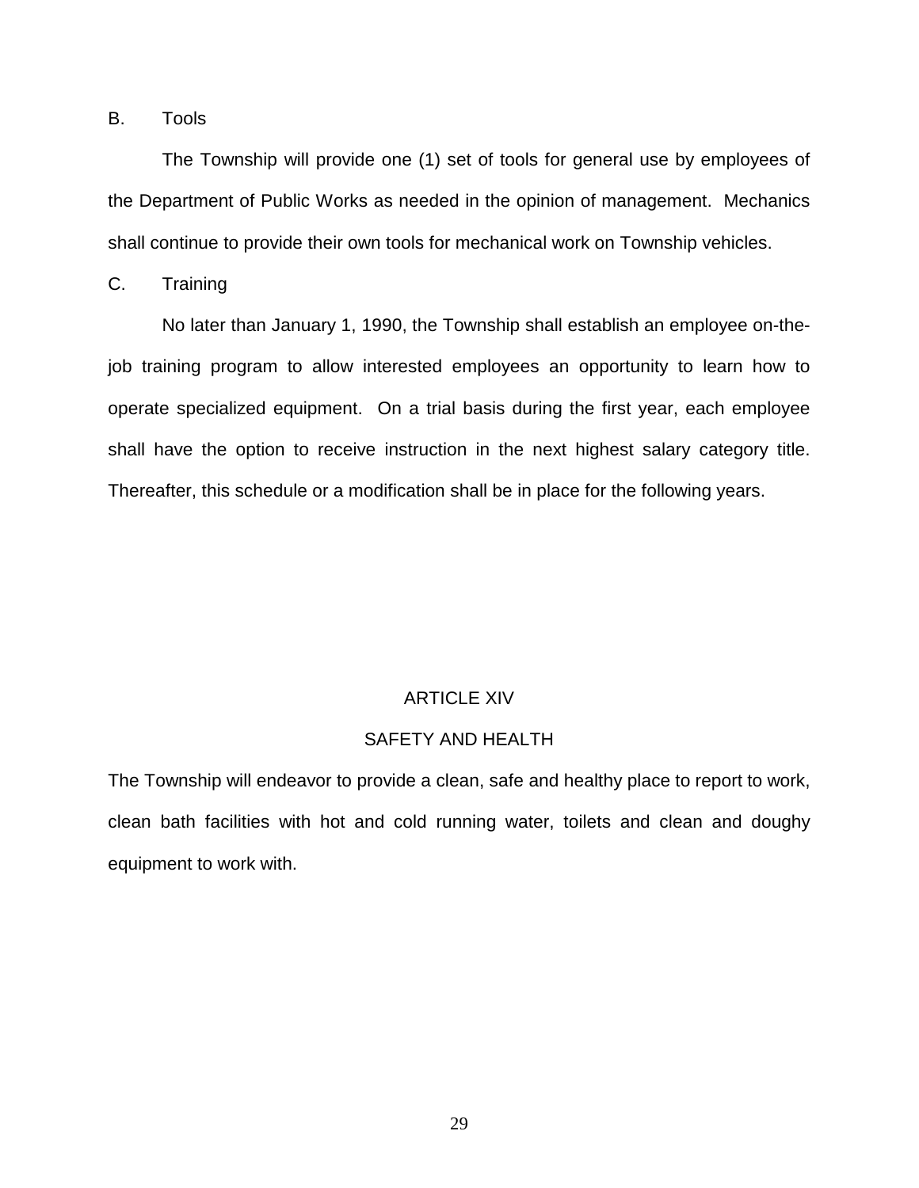B. Tools

The Township will provide one (1) set of tools for general use by employees of the Department of Public Works as needed in the opinion of management. Mechanics shall continue to provide their own tools for mechanical work on Township vehicles.

C. Training

No later than January 1, 1990, the Township shall establish an employee on-the-job training program to allow interested employees an opportunity to learn how to operate specialized equipment. On a trial basis during the first year, each employee shall have the option to receive instruction in the next highest salary category title. Thereafter, this schedule or a modification shall be in place for the following years.

## ARTICLE XIV

## SAFETY AND HEALTH

The Township will endeavor to provide a clean, safe and healthy place to report to work, clean bath facilities with hot and cold running water, toilets and clean and doughy equipment to work with.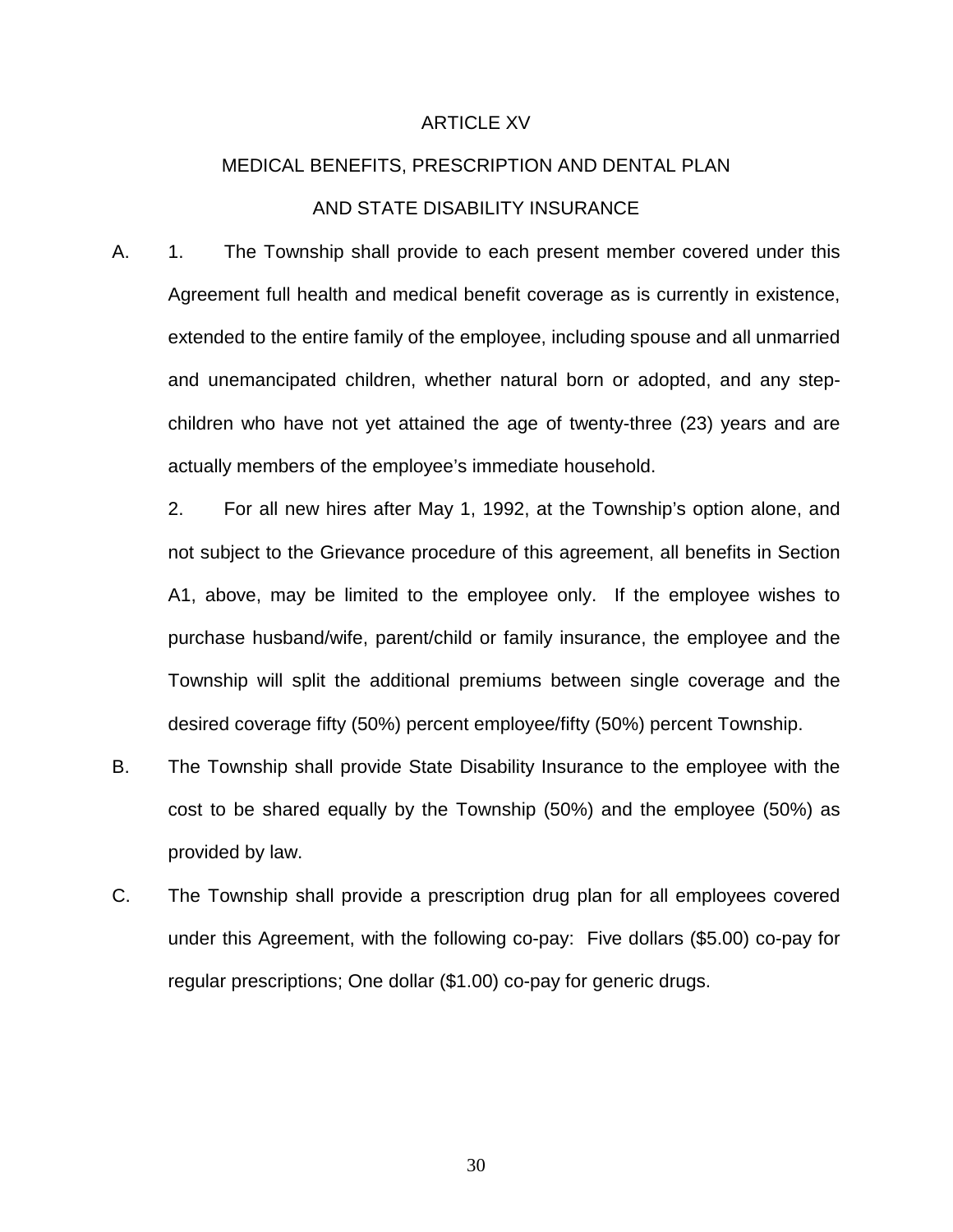# ARTICLE XV

## MEDICAL BENEFITS, PRESCRIPTION AND DENTAL PLAN AND STATE DISABILITY INSURANCE

A. 1. The Township shall provide to each present member covered under this Agreement full health and medical benefit coverage as is currently in existence, extended to the entire family of the employee, including spouse and all unmarried and unemancipated children, whether natural born or adopted, and any step-children who have not yet attained the age of twenty-three (23) years and are actually members of the employee's immediate household.

2. For all new hires after May 1, 1992, at the Township's option alone, and not subject to the Grievance procedure of this agreement, all benefits in Section A1, above, may be limited to the employee only. If the employee wishes to purchase husband/wife, parent/child or family insurance, the employee and the Township will split the additional premiums between single coverage and the desired coverage fifty (50%) percent employee/fifty (50%) percent Township.

B. The Township shall provide State Disability Insurance to the employee with the cost to be shared equally by the Township (50%) and the employee (50%) as provided by law.

C. The Township shall provide a prescription drug plan for all employees covered under this Agreement, with the following co-pay: Five dollars ($5.00) co-pay for regular prescriptions; One dollar ($1.00) co-pay for generic drugs.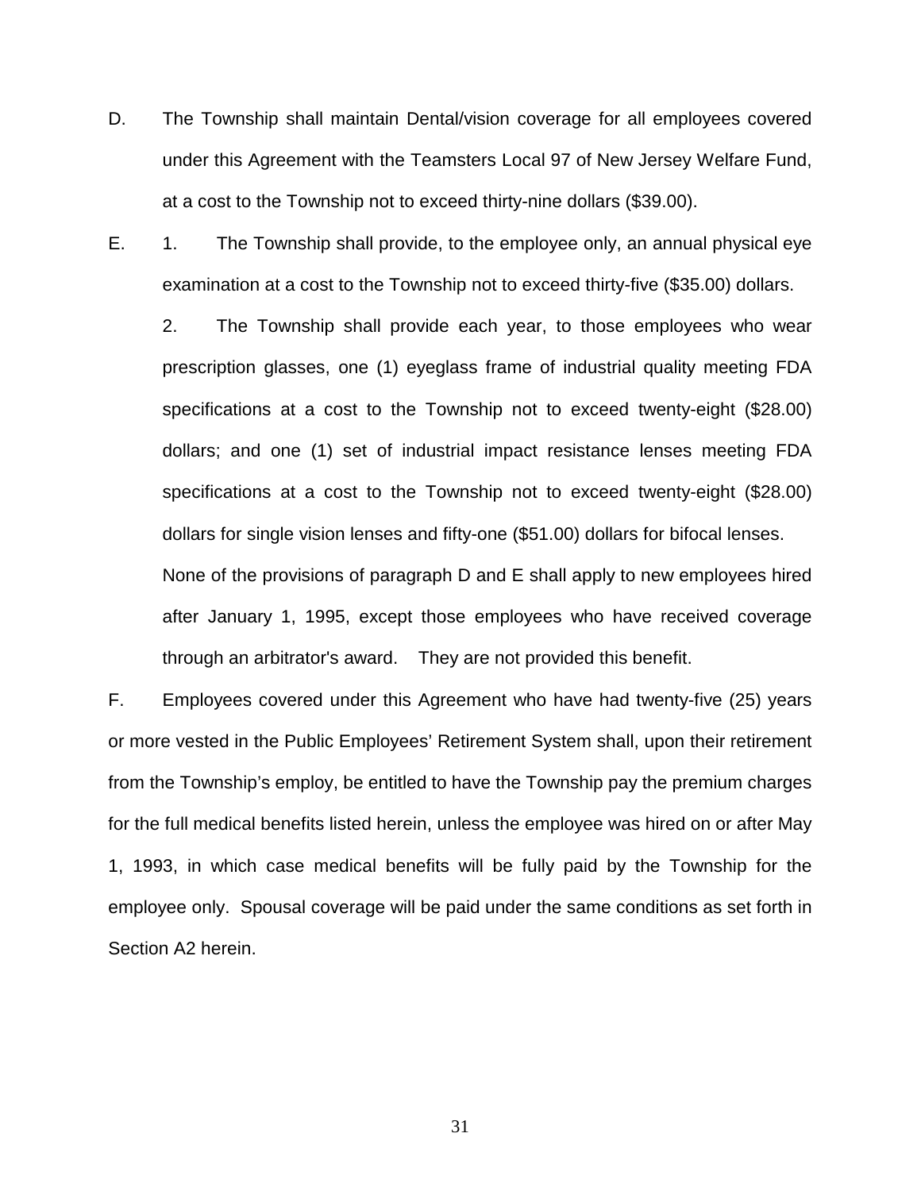D. The Township shall maintain Dental/vision coverage for all employees covered under this Agreement with the Teamsters Local 97 of New Jersey Welfare Fund, at a cost to the Township not to exceed thirty-nine dollars ($39.00).

E. 1. The Township shall provide, to the employee only, an annual physical eye examination at a cost to the Township not to exceed thirty-five ($35.00) dollars.

2. The Township shall provide each year, to those employees who wear prescription glasses, one (1) eyeglass frame of industrial quality meeting FDA specifications at a cost to the Township not to exceed twenty-eight ($28.00) dollars; and one (1) set of industrial impact resistance lenses meeting FDA specifications at a cost to the Township not to exceed twenty-eight ($28.00) dollars for single vision lenses and fifty-one ($51.00) dollars for bifocal lenses.

None of the provisions of paragraph D and E shall apply to new employees hired after January 1, 1995, except those employees who have received coverage through an arbitrator's award. They are not provided this benefit.

F. Employees covered under this Agreement who have had twenty-five (25) years or more vested in the Public Employees' Retirement System shall, upon their retirement from the Township's employ, be entitled to have the Township pay the premium charges for the full medical benefits listed herein, unless the employee was hired on or after May 1, 1993, in which case medical benefits will be fully paid by the Township for the employee only. Spousal coverage will be paid under the same conditions as set forth in Section A2 herein.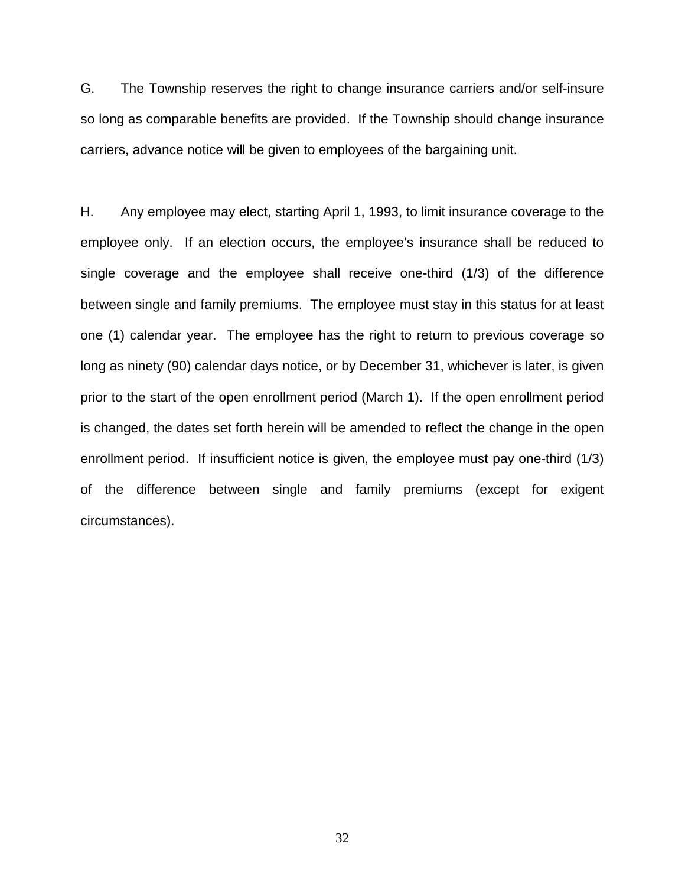G. The Township reserves the right to change insurance carriers and/or self-insure so long as comparable benefits are provided. If the Township should change insurance carriers, advance notice will be given to employees of the bargaining unit.

H. Any employee may elect, starting April 1, 1993, to limit insurance coverage to the employee only. If an election occurs, the employee's insurance shall be reduced to single coverage and the employee shall receive one-third (1/3) of the difference between single and family premiums. The employee must stay in this status for at least one (1) calendar year. The employee has the right to return to previous coverage so long as ninety (90) calendar days notice, or by December 31, whichever is later, is given prior to the start of the open enrollment period (March 1). If the open enrollment period is changed, the dates set forth herein will be amended to reflect the change in the open enrollment period. If insufficient notice is given, the employee must pay one-third (1/3) of the difference between single and family premiums (except for exigent circumstances).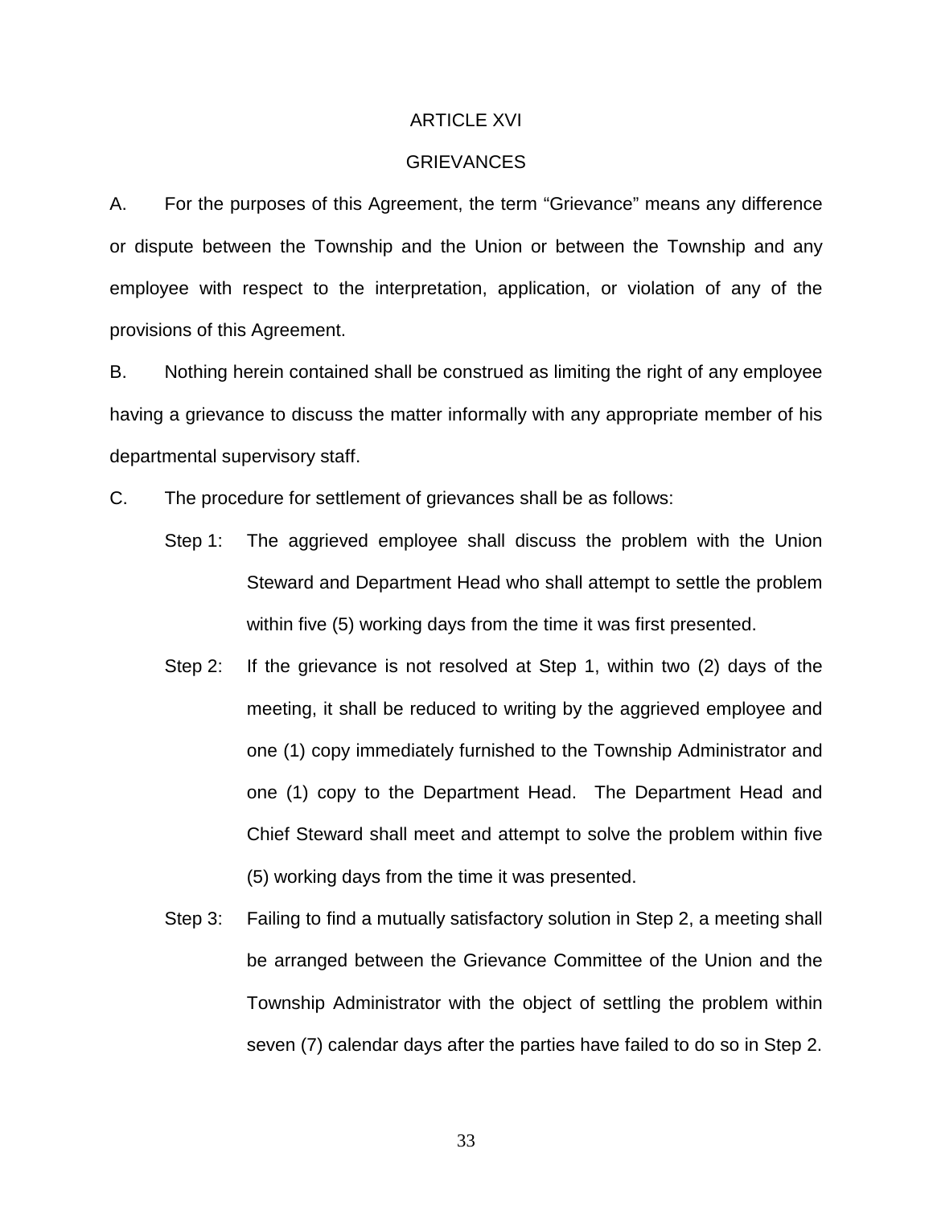# ARTICLE XVI

## GRIEVANCES

A. For the purposes of this Agreement, the term "Grievance" means any difference or dispute between the Township and the Union or between the Township and any employee with respect to the interpretation, application, or violation of any of the provisions of this Agreement.

B. Nothing herein contained shall be construed as limiting the right of any employee having a grievance to discuss the matter informally with any appropriate member of his departmental supervisory staff.

C. The procedure for settlement of grievances shall be as follows:

Step 1: The aggrieved employee shall discuss the problem with the Union Steward and Department Head who shall attempt to settle the problem within five (5) working days from the time it was first presented.

Step 2: If the grievance is not resolved at Step 1, within two (2) days of the meeting, it shall be reduced to writing by the aggrieved employee and one (1) copy immediately furnished to the Township Administrator and one (1) copy to the Department Head. The Department Head and Chief Steward shall meet and attempt to solve the problem within five (5) working days from the time it was presented.

Step 3: Failing to find a mutually satisfactory solution in Step 2, a meeting shall be arranged between the Grievance Committee of the Union and the Township Administrator with the object of settling the problem within seven (7) calendar days after the parties have failed to do so in Step 2.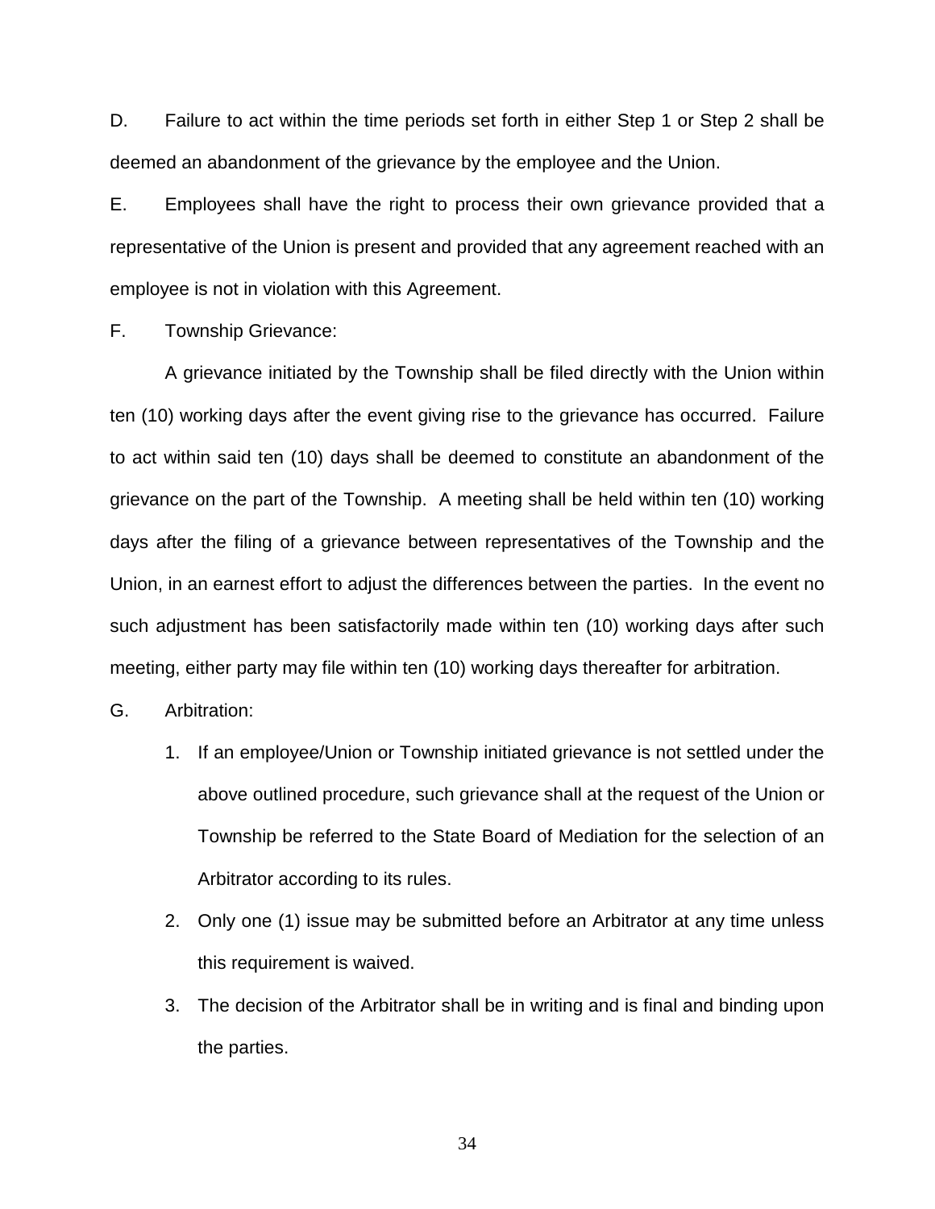D. Failure to act within the time periods set forth in either Step 1 or Step 2 shall be deemed an abandonment of the grievance by the employee and the Union.

E. Employees shall have the right to process their own grievance provided that a representative of the Union is present and provided that any agreement reached with an employee is not in violation with this Agreement.

F. Township Grievance:

A grievance initiated by the Township shall be filed directly with the Union within ten (10) working days after the event giving rise to the grievance has occurred. Failure to act within said ten (10) days shall be deemed to constitute an abandonment of the grievance on the part of the Township. A meeting shall be held within ten (10) working days after the filing of a grievance between representatives of the Township and the Union, in an earnest effort to adjust the differences between the parties. In the event no such adjustment has been satisfactorily made within ten (10) working days after such meeting, either party may file within ten (10) working days thereafter for arbitration.

G. Arbitration:

1. If an employee/Union or Township initiated grievance is not settled under the above outlined procedure, such grievance shall at the request of the Union or Township be referred to the State Board of Mediation for the selection of an Arbitrator according to its rules.
2. Only one (1) issue may be submitted before an Arbitrator at any time unless this requirement is waived.
3. The decision of the Arbitrator shall be in writing and is final and binding upon the parties.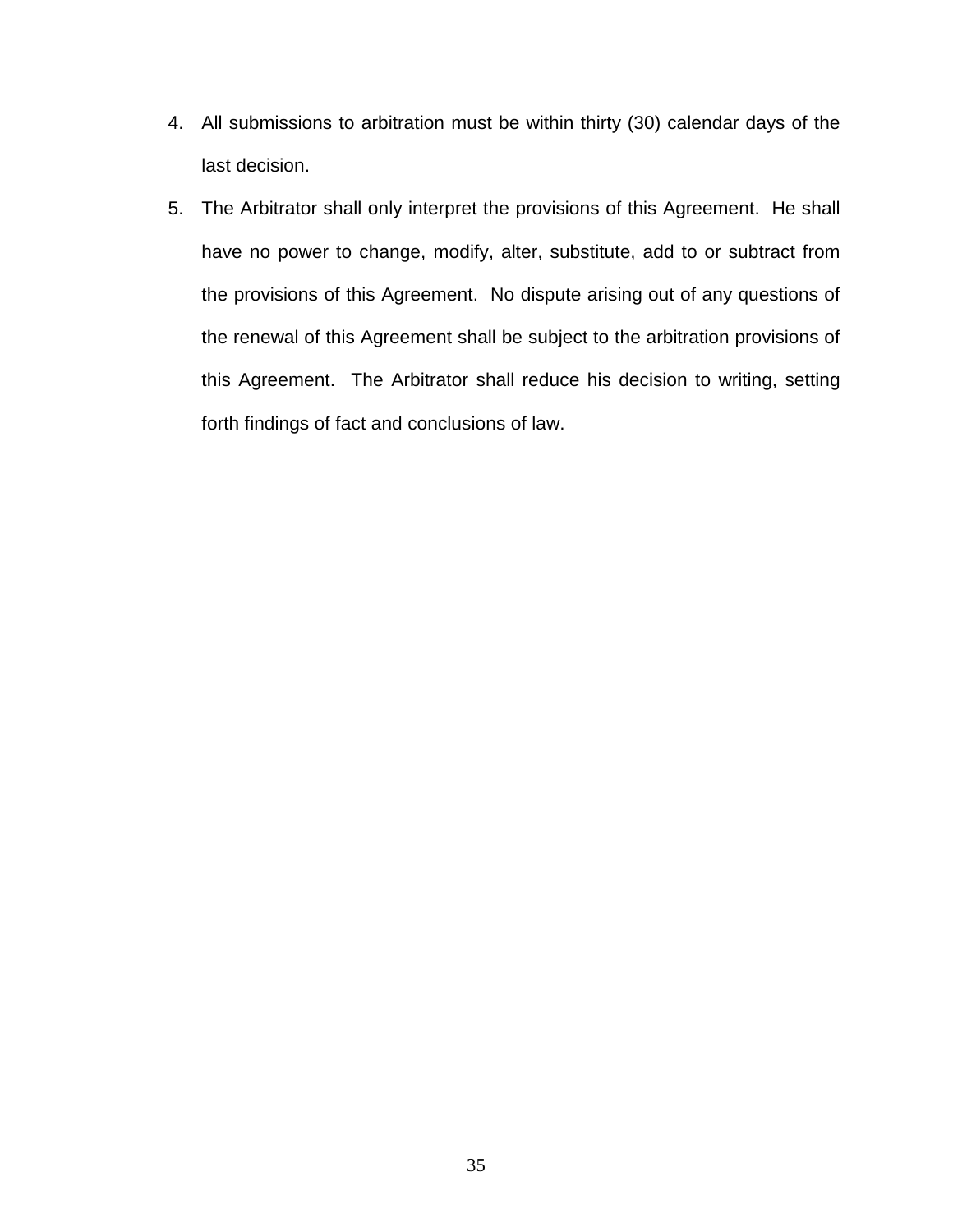4. All submissions to arbitration must be within thirty (30) calendar days of the last decision.
5. The Arbitrator shall only interpret the provisions of this Agreement. He shall have no power to change, modify, alter, substitute, add to or subtract from the provisions of this Agreement. No dispute arising out of any questions of the renewal of this Agreement shall be subject to the arbitration provisions of this Agreement. The Arbitrator shall reduce his decision to writing, setting forth findings of fact and conclusions of law.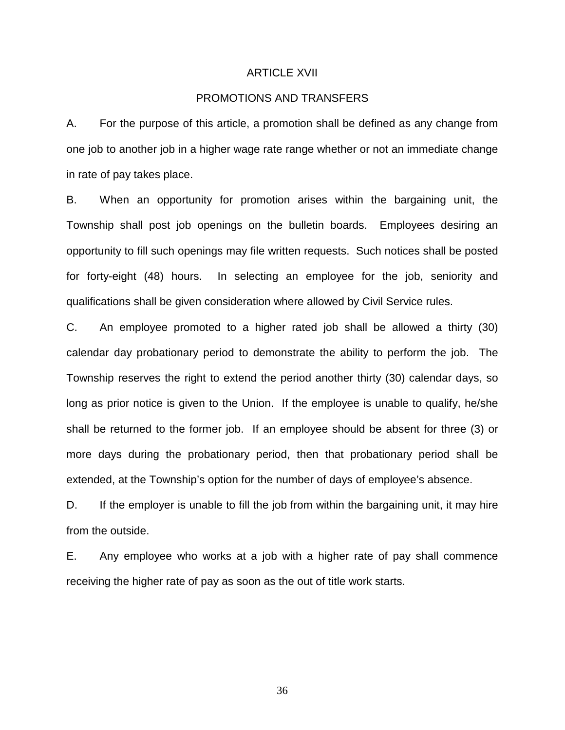# ARTICLE XVII

## PROMOTIONS AND TRANSFERS

A. For the purpose of this article, a promotion shall be defined as any change from one job to another job in a higher wage rate range whether or not an immediate change in rate of pay takes place.

B. When an opportunity for promotion arises within the bargaining unit, the Township shall post job openings on the bulletin boards. Employees desiring an opportunity to fill such openings may file written requests. Such notices shall be posted for forty-eight (48) hours. In selecting an employee for the job, seniority and qualifications shall be given consideration where allowed by Civil Service rules.

C. An employee promoted to a higher rated job shall be allowed a thirty (30) calendar day probationary period to demonstrate the ability to perform the job. The Township reserves the right to extend the period another thirty (30) calendar days, so long as prior notice is given to the Union. If the employee is unable to qualify, he/she shall be returned to the former job. If an employee should be absent for three (3) or more days during the probationary period, then that probationary period shall be extended, at the Township's option for the number of days of employee's absence.

D. If the employer is unable to fill the job from within the bargaining unit, it may hire from the outside.

E. Any employee who works at a job with a higher rate of pay shall commence receiving the higher rate of pay as soon as the out of title work starts.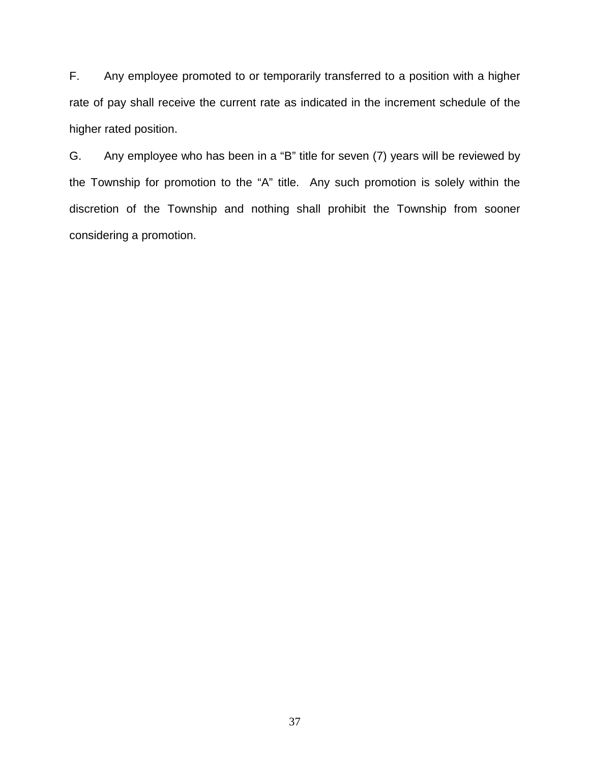F. Any employee promoted to or temporarily transferred to a position with a higher rate of pay shall receive the current rate as indicated in the increment schedule of the higher rated position.

G. Any employee who has been in a “B” title for seven (7) years will be reviewed by the Township for promotion to the “A” title. Any such promotion is solely within the discretion of the Township and nothing shall prohibit the Township from sooner considering a promotion.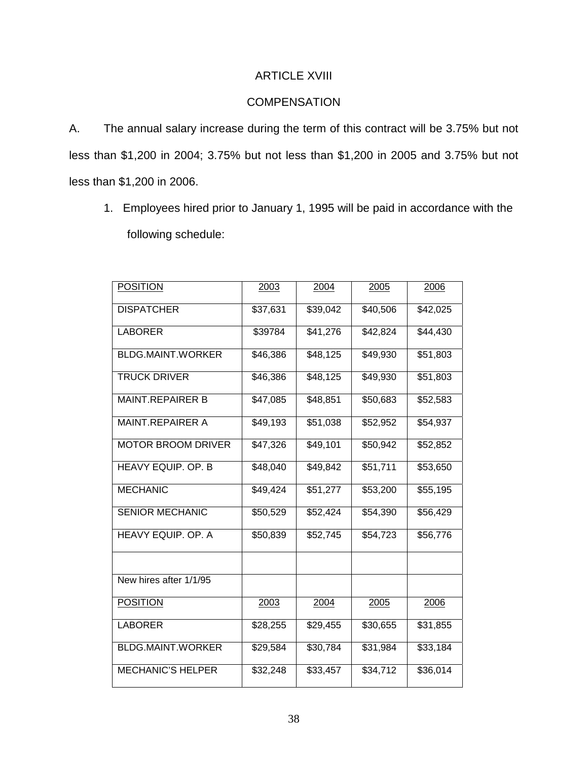# ARTICLE XVIII

## COMPENSATION

A. The annual salary increase during the term of this contract will be 3.75% but not less than $1,200 in 2004; 3.75% but not less than $1,200 in 2005 and 3.75% but not less than $1,200 in 2006.

1. Employees hired prior to January 1, 1995 will be paid in accordance with the following schedule:

| POSITION | 2003 | 2004 | 2005 | 2006 |
|---|---|---|---|---|
| DISPATCHER | $37,631 | $39,042 | $40,506 | $42,025 |
| LABORER | $39784 | $41,276 | $42,824 | $44,430 |
| BLDG.MAINT.WORKER | $46,386 | $48,125 | $49,930 | $51,803 |
| TRUCK DRIVER | $46,386 | $48,125 | $49,930 | $51,803 |
| MAINT.REPAIRER B | $47,085 | $48,851 | $50,683 | $52,583 |
| MAINT.REPAIRER A | $49,193 | $51,038 | $52,952 | $54,937 |
| MOTOR BROOM DRIVER | $47,326 | $49,101 | $50,942 | $52,852 |
| HEAVY EQUIP. OP. B | $48,040 | $49,842 | $51,711 | $53,650 |
| MECHANIC | $49,424 | $51,277 | $53,200 | $55,195 |
| SENIOR MECHANIC | $50,529 | $52,424 | $54,390 | $56,429 |
| HEAVY EQUIP. OP. A | $50,839 | $52,745 | $54,723 | $56,776 |
| | | | | |
| New hires after 1/1/95 | | | | |
| POSITION | 2003 | 2004 | 2005 | 2006 |
| LABORER | $28,255 | $29,455 | $30,655 | $31,855 |
| BLDG.MAINT.WORKER | $29,584 | $30,784 | $31,984 | $33,184 |
| MECHANIC'S HELPER | $32,248 | $33,457 | $34,712 | $36,014 |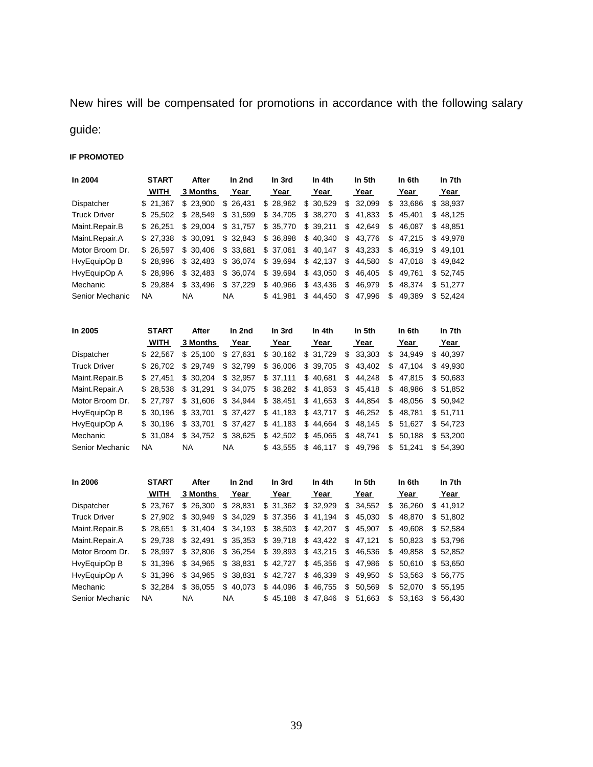New hires will be compensated for promotions in accordance with the following salary guide:

**IF PROMOTED**

| **In 2004** | **START WITH** | **After 3 Months** | **In 2nd Year** | **In 3rd Year** | **In 4th Year** | **In 5th Year** | **In 6th Year** | **In 7th Year** |
|---|---|---|---|---|---|---|---|---|
| Dispatcher | $ 21,367 | $ 23,900 | $ 26,431 | $ 28,962 | $ 30,529 | $ 32,099 | $ 33,686 | $ 38,937 |
| Truck Driver | $ 25,502 | $ 28,549 | $ 31,599 | $ 34,705 | $ 38,270 | $ 41,833 | $ 45,401 | $ 48,125 |
| Maint.Repair.B | $ 26,251 | $ 29,004 | $ 31,757 | $ 35,770 | $ 39,211 | $ 42,649 | $ 46,087 | $ 48,851 |
| Maint.Repair.A | $ 27,338 | $ 30,091 | $ 32,843 | $ 36,898 | $ 40,340 | $ 43,776 | $ 47,215 | $ 49,978 |
| Motor Broom Dr. | $ 26,597 | $ 30,406 | $ 33,681 | $ 37,061 | $ 40,147 | $ 43,233 | $ 46,319 | $ 49,101 |
| HvyEquipOp B | $ 28,996 | $ 32,483 | $ 36,074 | $ 39,694 | $ 42,137 | $ 44,580 | $ 47,018 | $ 49,842 |
| HvyEquipOp A | $ 28,996 | $ 32,483 | $ 36,074 | $ 39,694 | $ 43,050 | $ 46,405 | $ 49,761 | $ 52,745 |
| Mechanic | $ 29,884 | $ 33,496 | $ 37,229 | $ 40,966 | $ 43,436 | $ 46,979 | $ 48,374 | $ 51,277 |
| Senior Mechanic | NA | NA | NA | $ 41,981 | $ 44,450 | $ 47,996 | $ 49,389 | $ 52,424 |

| **In 2005** | **START WITH** | **After 3 Months** | **In 2nd Year** | **In 3rd Year** | **In 4th Year** | **In 5th Year** | **In 6th Year** | **In 7th Year** |
|---|---|---|---|---|---|---|---|---|
| Dispatcher | $ 22,567 | $ 25,100 | $ 27,631 | $ 30,162 | $ 31,729 | $ 33,303 | $ 34,949 | $ 40,397 |
| Truck Driver | $ 26,702 | $ 29,749 | $ 32,799 | $ 36,006 | $ 39,705 | $ 43,402 | $ 47,104 | $ 49,930 |
| Maint.Repair.B | $ 27,451 | $ 30,204 | $ 32,957 | $ 37,111 | $ 40,681 | $ 44,248 | $ 47,815 | $ 50,683 |
| Maint.Repair.A | $ 28,538 | $ 31,291 | $ 34,075 | $ 38,282 | $ 41,853 | $ 45,418 | $ 48,986 | $ 51,852 |
| Motor Broom Dr. | $ 27,797 | $ 31,606 | $ 34,944 | $ 38,451 | $ 41,653 | $ 44,854 | $ 48,056 | $ 50,942 |
| HvyEquipOp B | $ 30,196 | $ 33,701 | $ 37,427 | $ 41,183 | $ 43,717 | $ 46,252 | $ 48,781 | $ 51,711 |
| HvyEquipOp A | $ 30,196 | $ 33,701 | $ 37,427 | $ 41,183 | $ 44,664 | $ 48,145 | $ 51,627 | $ 54,723 |
| Mechanic | $ 31,084 | $ 34,752 | $ 38,625 | $ 42,502 | $ 45,065 | $ 48,741 | $ 50,188 | $ 53,200 |
| Senior Mechanic | NA | NA | NA | $ 43,555 | $ 46,117 | $ 49,796 | $ 51,241 | $ 54,390 |

| **In 2006** | **START WITH** | **After 3 Months** | **In 2nd Year** | **In 3rd Year** | **In 4th Year** | **In 5th Year** | **In 6th Year** | **In 7th Year** |
|---|---|---|---|---|---|---|---|---|
| Dispatcher | $ 23,767 | $ 26,300 | $ 28,831 | $ 31,362 | $ 32,929 | $ 34,552 | $ 36,260 | $ 41,912 |
| Truck Driver | $ 27,902 | $ 30,949 | $ 34,029 | $ 37,356 | $ 41,194 | $ 45,030 | $ 48,870 | $ 51,802 |
| Maint.Repair.B | $ 28,651 | $ 31,404 | $ 34,193 | $ 38,503 | $ 42,207 | $ 45,907 | $ 49,608 | $ 52,584 |
| Maint.Repair.A | $ 29,738 | $ 32,491 | $ 35,353 | $ 39,718 | $ 43,422 | $ 47,121 | $ 50,823 | $ 53,796 |
| Motor Broom Dr. | $ 28,997 | $ 32,806 | $ 36,254 | $ 39,893 | $ 43,215 | $ 46,536 | $ 49,858 | $ 52,852 |
| HvyEquipOp B | $ 31,396 | $ 34,965 | $ 38,831 | $ 42,727 | $ 45,356 | $ 47,986 | $ 50,610 | $ 53,650 |
| HvyEquipOp A | $ 31,396 | $ 34,965 | $ 38,831 | $ 42,727 | $ 46,339 | $ 49,950 | $ 53,563 | $ 56,775 |
| Mechanic | $ 32,284 | $ 36,055 | $ 40,073 | $ 44,096 | $ 46,755 | $ 50,569 | $ 52,070 | $ 55,195 |
| Senior Mechanic | NA | NA | NA | $ 45,188 | $ 47,846 | $ 51,663 | $ 53,163 | $ 56,430 |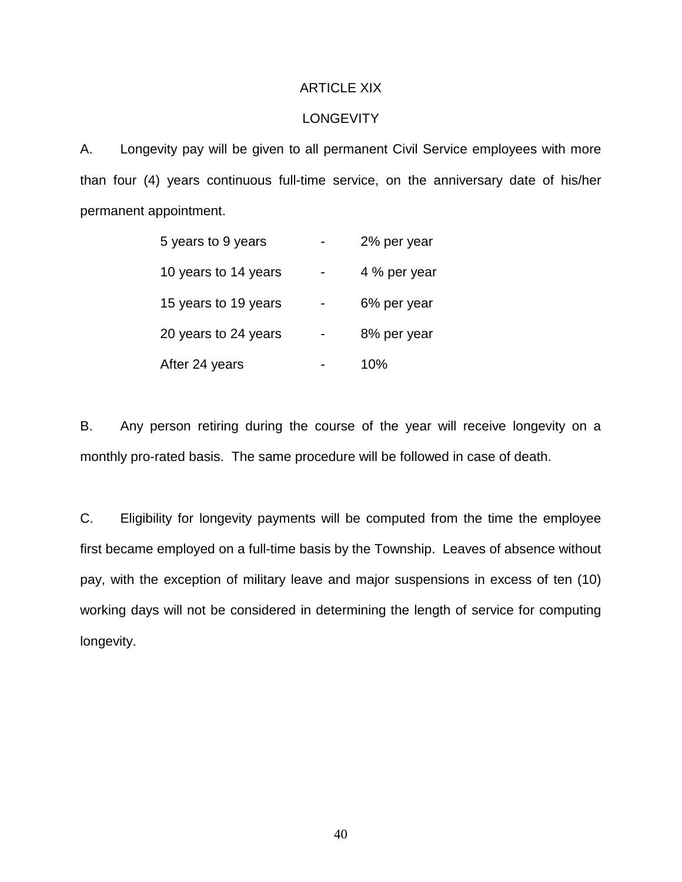# ARTICLE XIX

## LONGEVITY

A. Longevity pay will be given to all permanent Civil Service employees with more than four (4) years continuous full-time service, on the anniversary date of his/her permanent appointment.

| | | |
|---|---|---|
| 5 years to 9 years | - | 2% per year |
| 10 years to 14 years | - | 4 % per year |
| 15 years to 19 years | - | 6% per year |
| 20 years to 24 years | - | 8% per year |
| After 24 years | - | 10% |

B. Any person retiring during the course of the year will receive longevity on a monthly pro-rated basis. The same procedure will be followed in case of death.

C. Eligibility for longevity payments will be computed from the time the employee first became employed on a full-time basis by the Township. Leaves of absence without pay, with the exception of military leave and major suspensions in excess of ten (10) working days will not be considered in determining the length of service for computing longevity.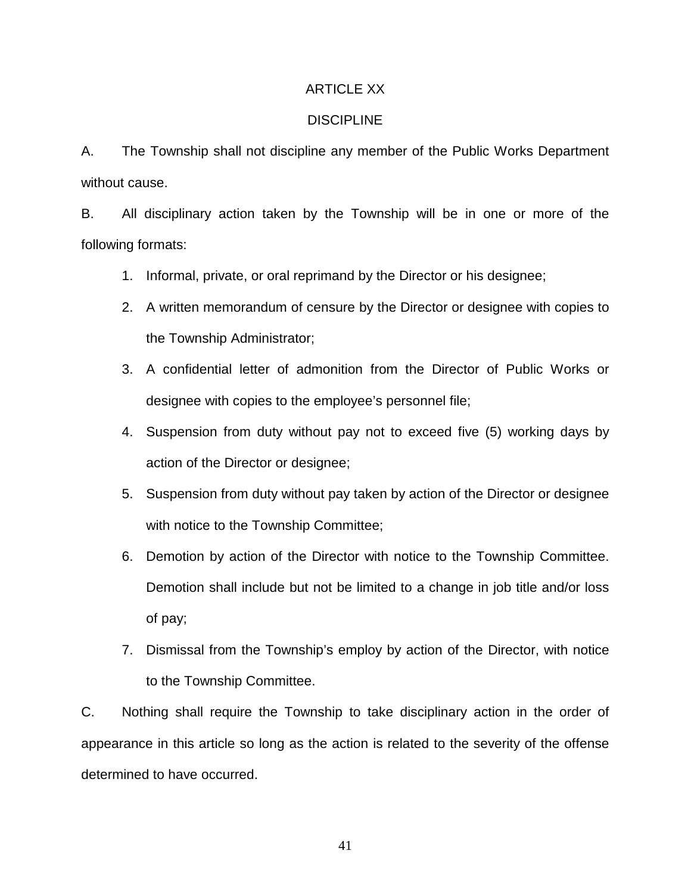# ARTICLE XX

## DISCIPLINE

A. The Township shall not discipline any member of the Public Works Department without cause.

B. All disciplinary action taken by the Township will be in one or more of the following formats:

1. Informal, private, or oral reprimand by the Director or his designee;
2. A written memorandum of censure by the Director or designee with copies to the Township Administrator;
3. A confidential letter of admonition from the Director of Public Works or designee with copies to the employee's personnel file;
4. Suspension from duty without pay not to exceed five (5) working days by action of the Director or designee;
5. Suspension from duty without pay taken by action of the Director or designee with notice to the Township Committee;
6. Demotion by action of the Director with notice to the Township Committee. Demotion shall include but not be limited to a change in job title and/or loss of pay;
7. Dismissal from the Township's employ by action of the Director, with notice to the Township Committee.

C. Nothing shall require the Township to take disciplinary action in the order of appearance in this article so long as the action is related to the severity of the offense determined to have occurred.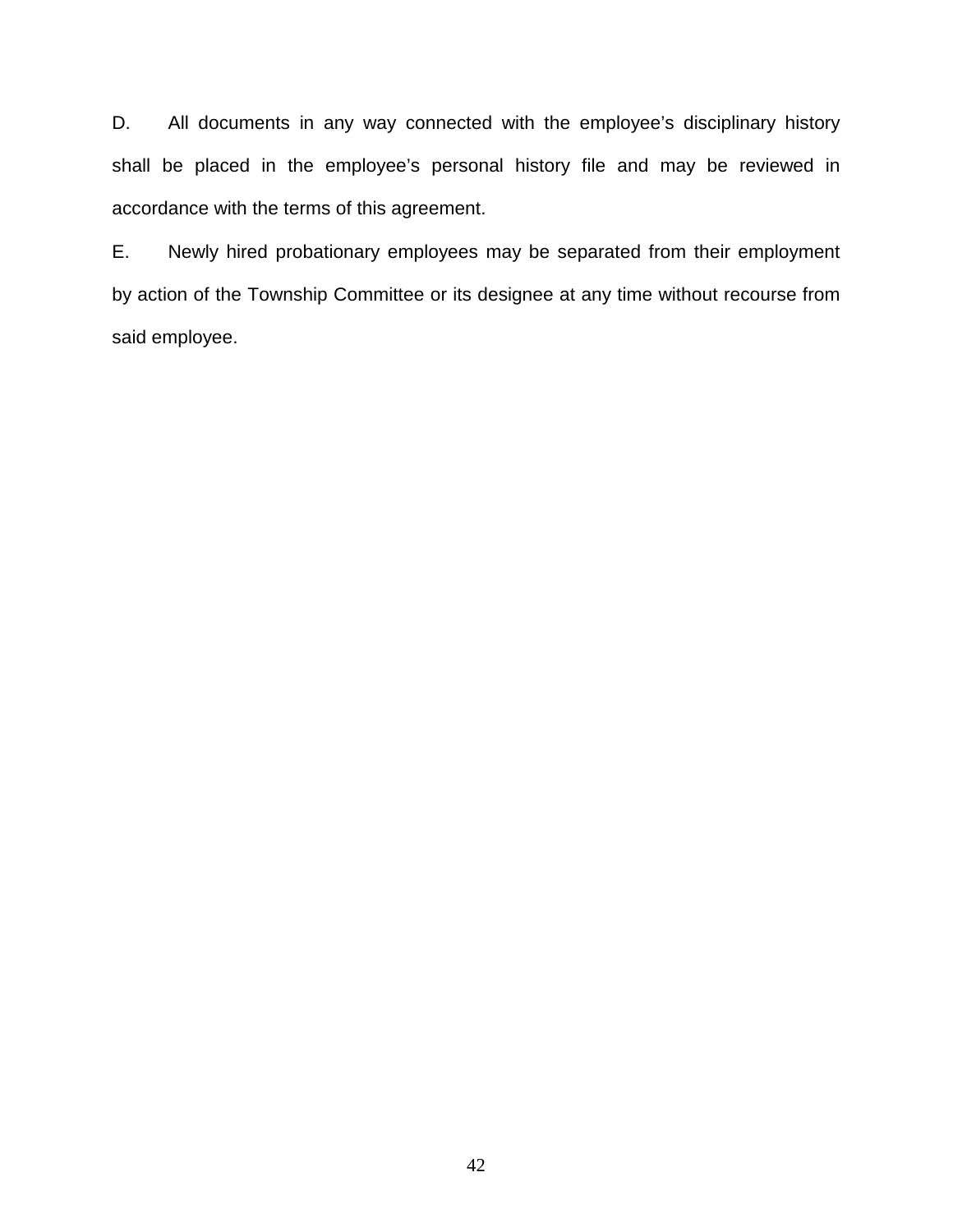D. All documents in any way connected with the employee's disciplinary history shall be placed in the employee's personal history file and may be reviewed in accordance with the terms of this agreement.

E. Newly hired probationary employees may be separated from their employment by action of the Township Committee or its designee at any time without recourse from said employee.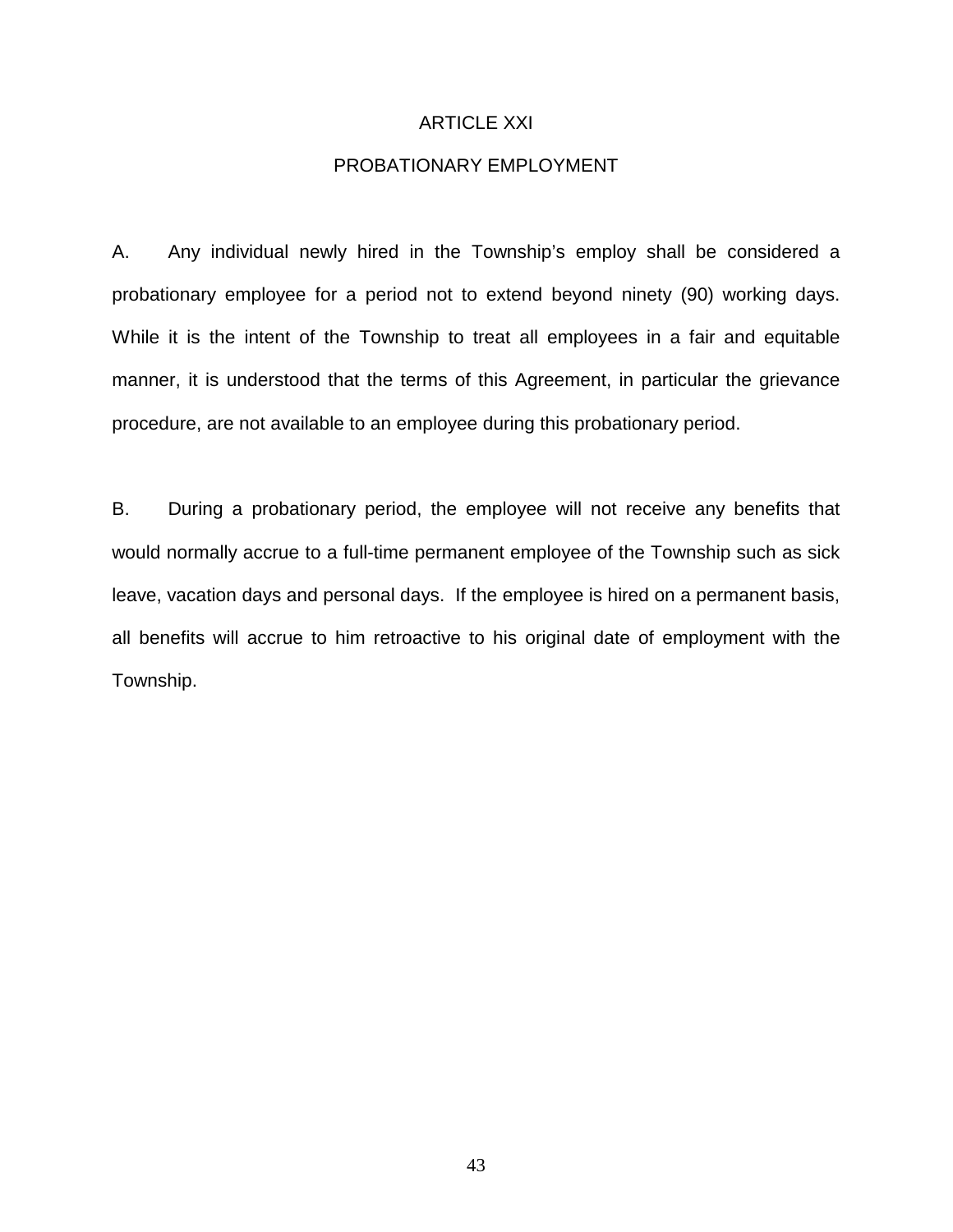# ARTICLE XXI

## PROBATIONARY EMPLOYMENT

A. Any individual newly hired in the Township's employ shall be considered a probationary employee for a period not to extend beyond ninety (90) working days. While it is the intent of the Township to treat all employees in a fair and equitable manner, it is understood that the terms of this Agreement, in particular the grievance procedure, are not available to an employee during this probationary period.

B. During a probationary period, the employee will not receive any benefits that would normally accrue to a full-time permanent employee of the Township such as sick leave, vacation days and personal days. If the employee is hired on a permanent basis, all benefits will accrue to him retroactive to his original date of employment with the Township.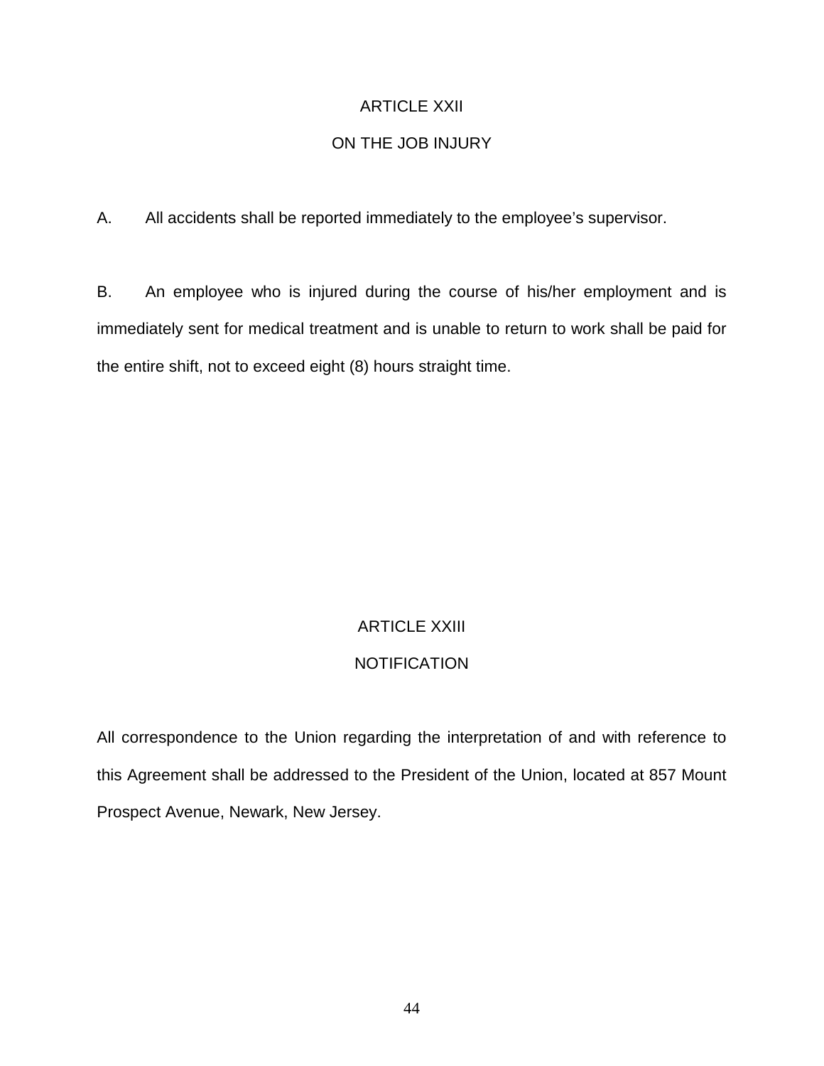## ARTICLE XXII

## ON THE JOB INJURY

A. All accidents shall be reported immediately to the employee's supervisor.

B. An employee who is injured during the course of his/her employment and is immediately sent for medical treatment and is unable to return to work shall be paid for the entire shift, not to exceed eight (8) hours straight time.

## ARTICLE XXIII

## NOTIFICATION

All correspondence to the Union regarding the interpretation of and with reference to this Agreement shall be addressed to the President of the Union, located at 857 Mount Prospect Avenue, Newark, New Jersey.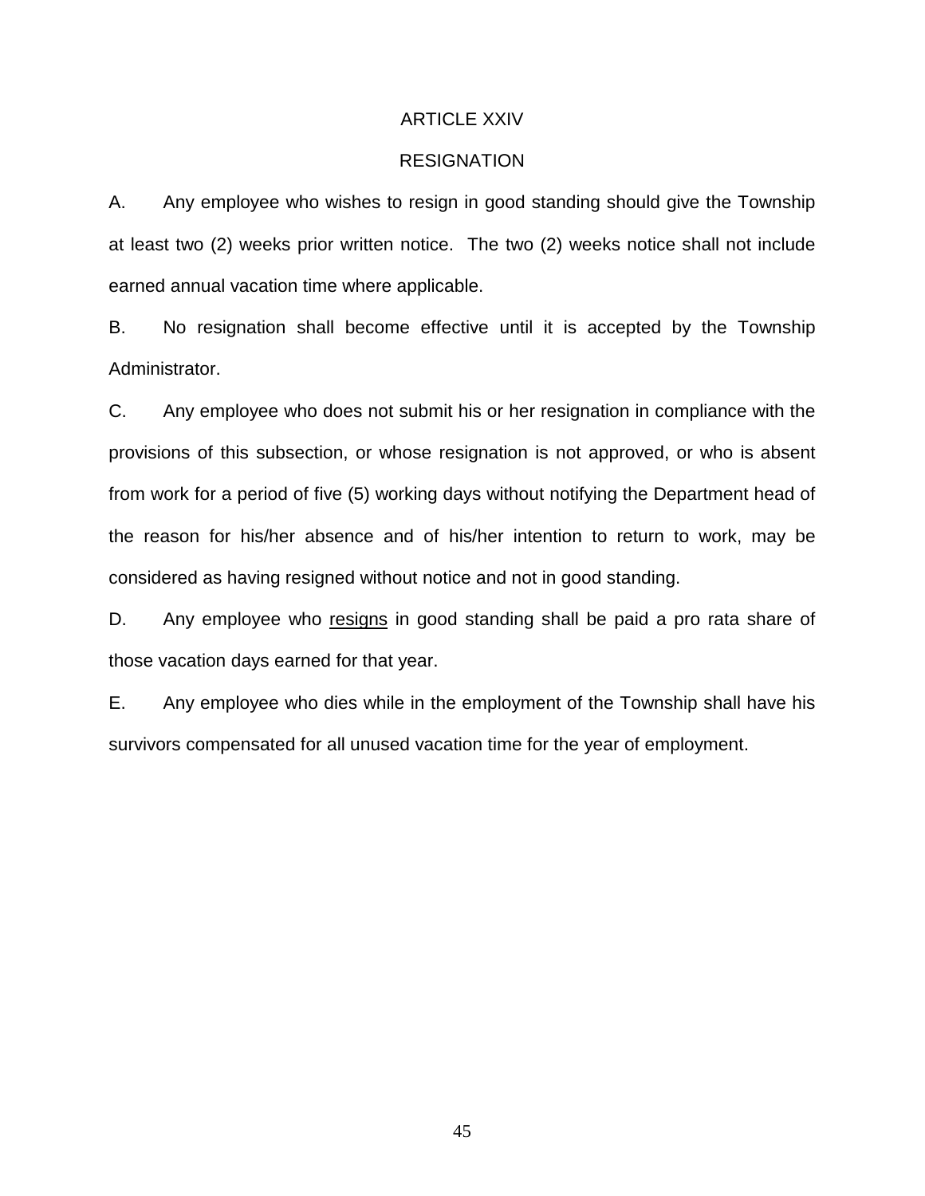# ARTICLE XXIV

## RESIGNATION

A. Any employee who wishes to resign in good standing should give the Township at least two (2) weeks prior written notice. The two (2) weeks notice shall not include earned annual vacation time where applicable.

B. No resignation shall become effective until it is accepted by the Township Administrator.

C. Any employee who does not submit his or her resignation in compliance with the provisions of this subsection, or whose resignation is not approved, or who is absent from work for a period of five (5) working days without notifying the Department head of the reason for his/her absence and of his/her intention to return to work, may be considered as having resigned without notice and not in good standing.

D. Any employee who <u>resigns</u> in good standing shall be paid a pro rata share of those vacation days earned for that year.

E. Any employee who dies while in the employment of the Township shall have his survivors compensated for all unused vacation time for the year of employment.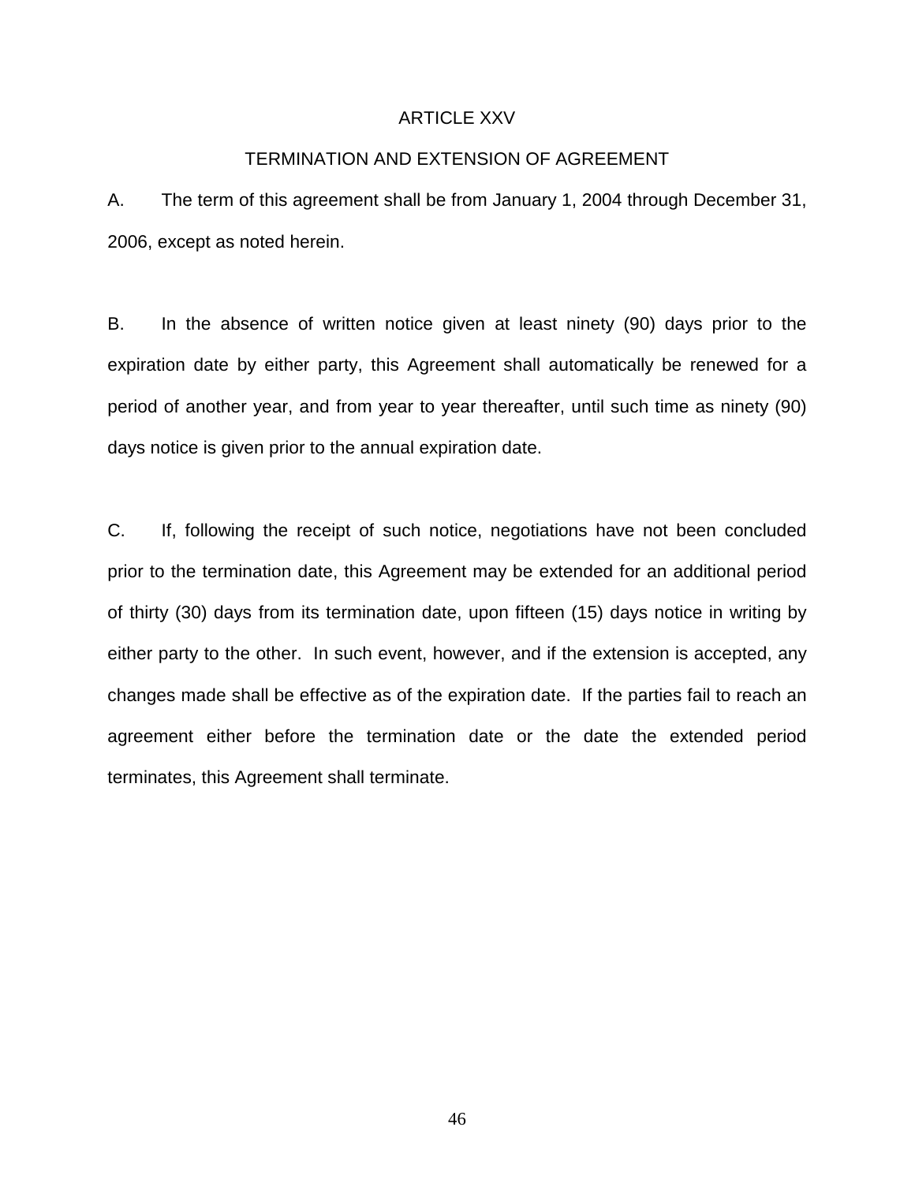# ARTICLE XXV

## TERMINATION AND EXTENSION OF AGREEMENT

A. The term of this agreement shall be from January 1, 2004 through December 31, 2006, except as noted herein.

B. In the absence of written notice given at least ninety (90) days prior to the expiration date by either party, this Agreement shall automatically be renewed for a period of another year, and from year to year thereafter, until such time as ninety (90) days notice is given prior to the annual expiration date.

C. If, following the receipt of such notice, negotiations have not been concluded prior to the termination date, this Agreement may be extended for an additional period of thirty (30) days from its termination date, upon fifteen (15) days notice in writing by either party to the other. In such event, however, and if the extension is accepted, any changes made shall be effective as of the expiration date. If the parties fail to reach an agreement either before the termination date or the date the extended period terminates, this Agreement shall terminate.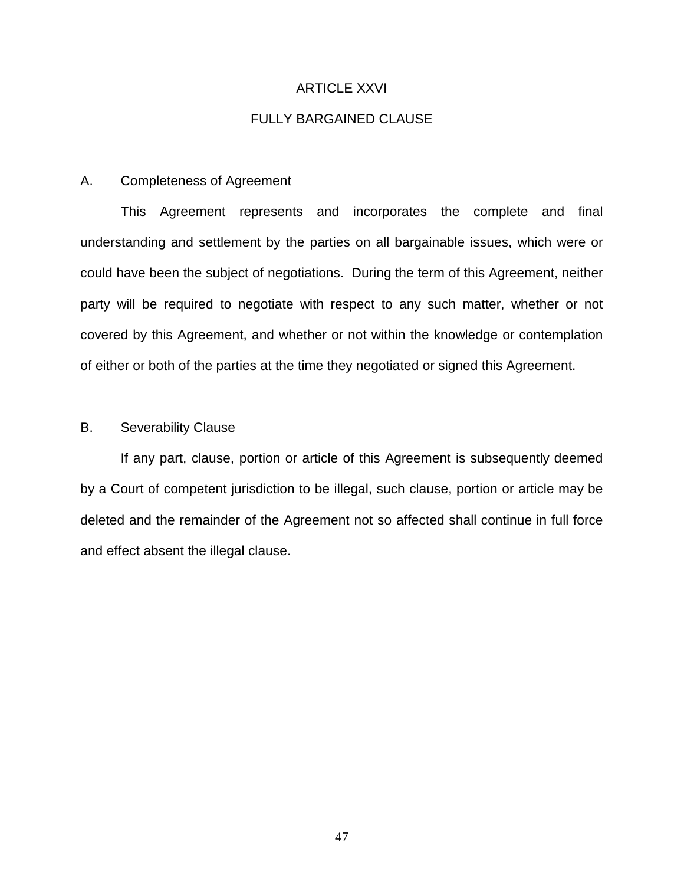# ARTICLE XXVI

## FULLY BARGAINED CLAUSE

### A. Completeness of Agreement

This Agreement represents and incorporates the complete and final understanding and settlement by the parties on all bargainable issues, which were or could have been the subject of negotiations. During the term of this Agreement, neither party will be required to negotiate with respect to any such matter, whether or not covered by this Agreement, and whether or not within the knowledge or contemplation of either or both of the parties at the time they negotiated or signed this Agreement.

### B. Severability Clause

If any part, clause, portion or article of this Agreement is subsequently deemed by a Court of competent jurisdiction to be illegal, such clause, portion or article may be deleted and the remainder of the Agreement not so affected shall continue in full force and effect absent the illegal clause.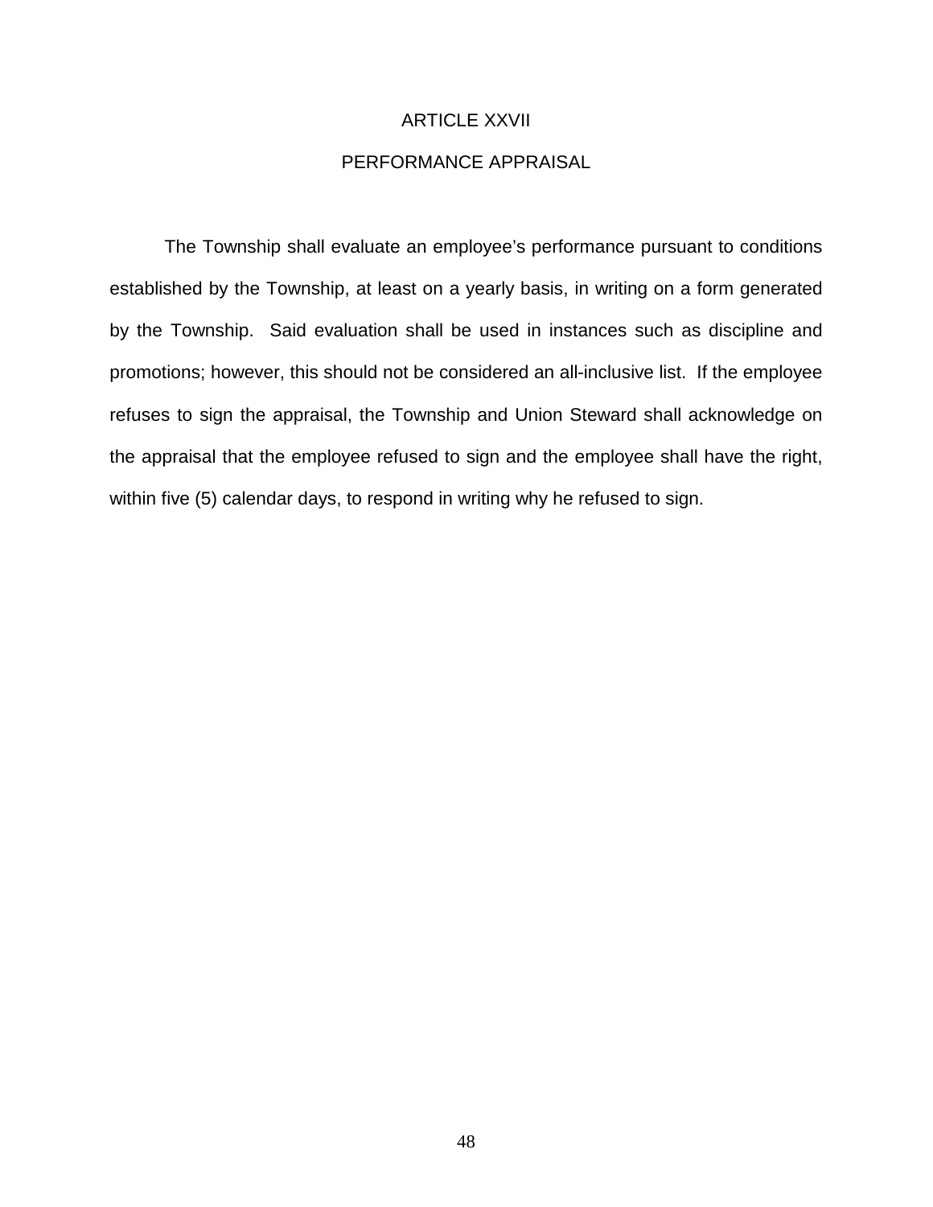# ARTICLE XXVII

## PERFORMANCE APPRAISAL

The Township shall evaluate an employee's performance pursuant to conditions established by the Township, at least on a yearly basis, in writing on a form generated by the Township. Said evaluation shall be used in instances such as discipline and promotions; however, this should not be considered an all-inclusive list. If the employee refuses to sign the appraisal, the Township and Union Steward shall acknowledge on the appraisal that the employee refused to sign and the employee shall have the right, within five (5) calendar days, to respond in writing why he refused to sign.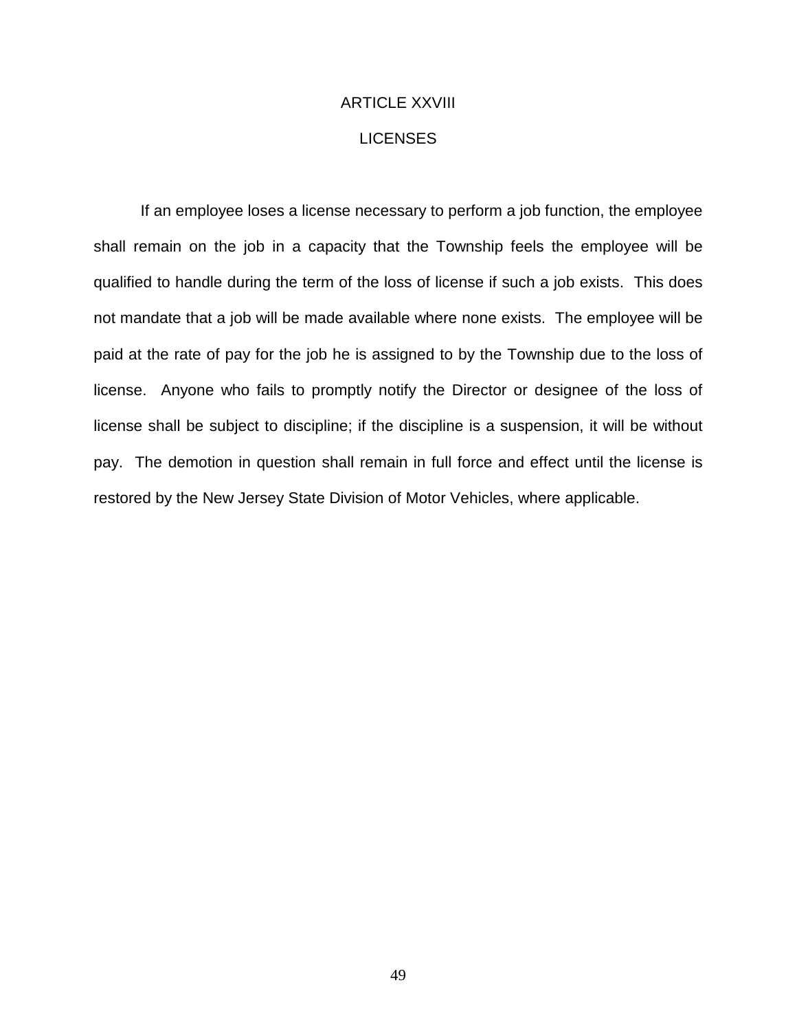# ARTICLE XXVIII

## LICENSES

If an employee loses a license necessary to perform a job function, the employee shall remain on the job in a capacity that the Township feels the employee will be qualified to handle during the term of the loss of license if such a job exists. This does not mandate that a job will be made available where none exists. The employee will be paid at the rate of pay for the job he is assigned to by the Township due to the loss of license. Anyone who fails to promptly notify the Director or designee of the loss of license shall be subject to discipline; if the discipline is a suspension, it will be without pay. The demotion in question shall remain in full force and effect until the license is restored by the New Jersey State Division of Motor Vehicles, where applicable.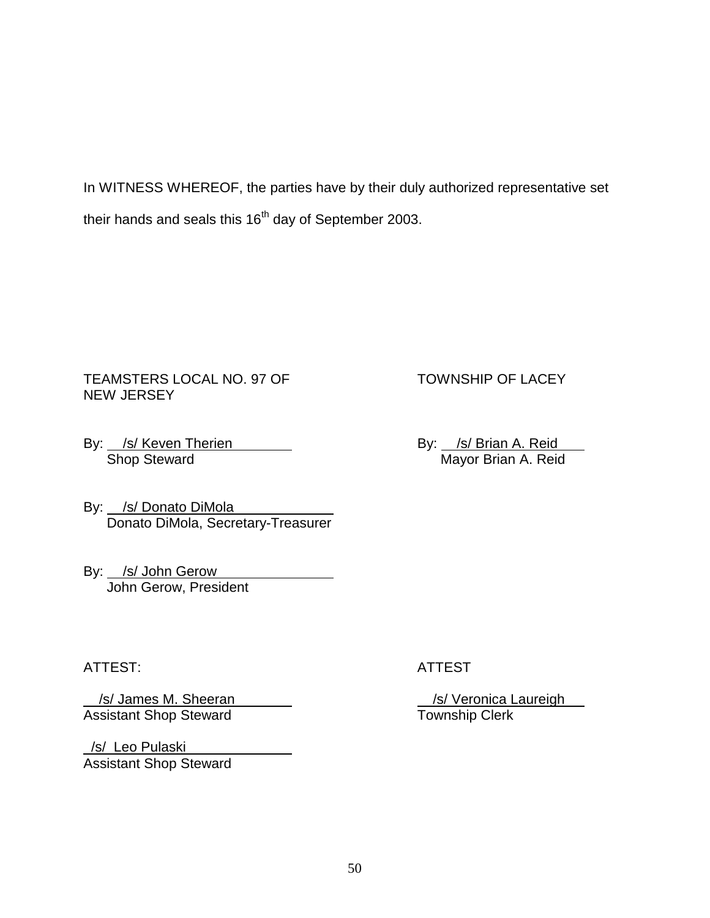In WITNESS WHEREOF, the parties have by their duly authorized representative set their hands and seals this 16th day of September 2003.

TEAMSTERS LOCAL NO. 97 OF NEW JERSEY

By: /s/ Keven Therien
Shop Steward

By: /s/ Donato DiMola
Donato DiMola, Secretary-Treasurer

By: /s/ John Gerow
John Gerow, President

TOWNSHIP OF LACEY

By: /s/ Brian A. Reid
Mayor Brian A. Reid

ATTEST:

/s/ James M. Sheeran
Assistant Shop Steward

/s/ Leo Pulaski
Assistant Shop Steward

ATTEST

/s/ Veronica Laureigh
Township Clerk